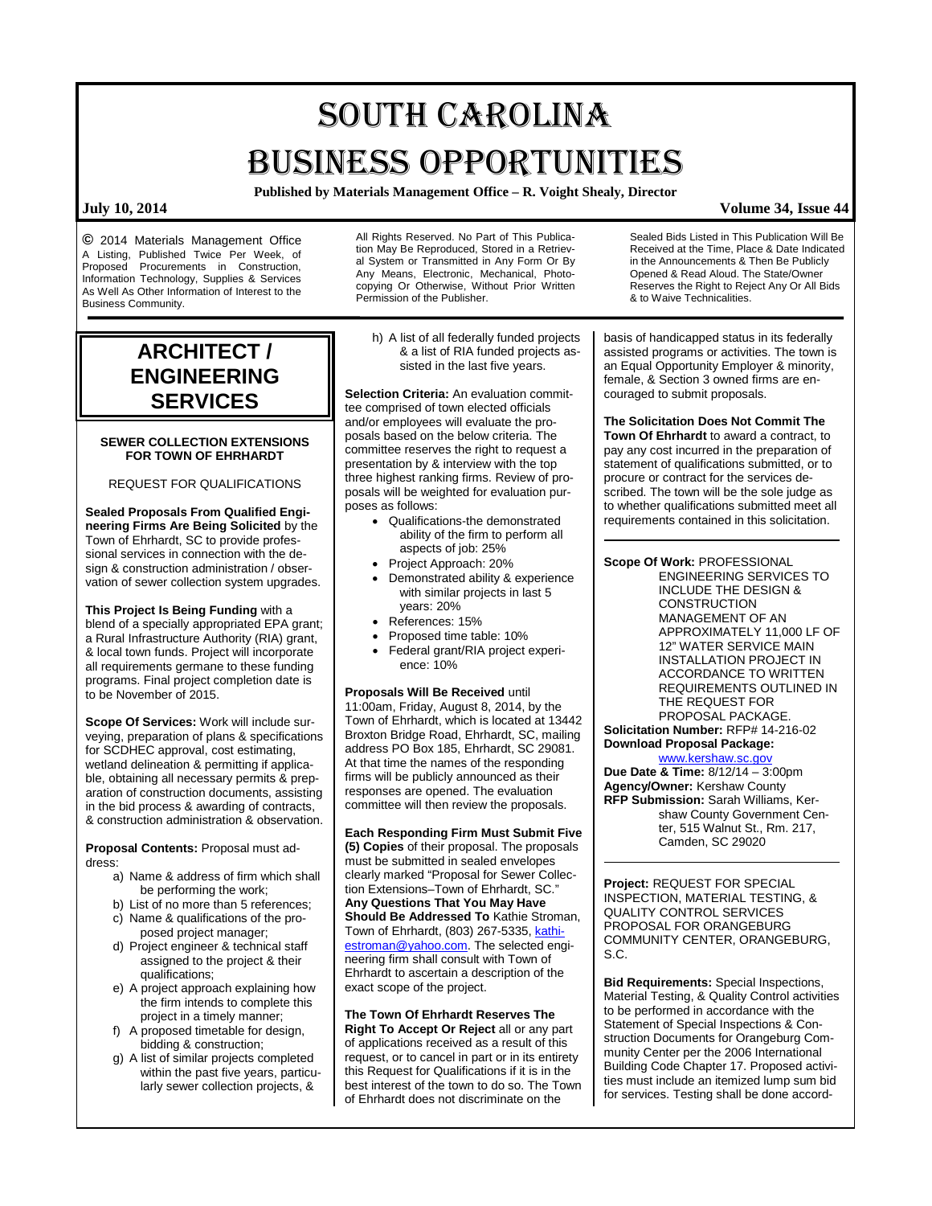# SOUTH CAROLINA BUSINESS OPPORTUNITIES

**Published by Materials Management Office – R. Voight Shealy, Director**

**July 10, 2014** **Volume 34, Issue 44**

© 2014 Materials Management Office
A Listing, Published Twice Per Week, of Proposed Procurements in Construction, Information Technology, Supplies & Services As Well As Other Information of Interest to the Business Community.

All Rights Reserved. No Part of This Publication May Be Reproduced, Stored in a Retrieval System or Transmitted in Any Form Or By Any Means, Electronic, Mechanical, Photocopying Or Otherwise, Without Prior Written Permission of the Publisher.

Sealed Bids Listed in This Publication Will Be Received at the Time, Place & Date Indicated in the Announcements & Then Be Publicly Opened & Read Aloud. The State/Owner Reserves the Right to Reject Any Or All Bids & to Waive Technicalities.

## ARCHITECT / ENGINEERING SERVICES

### SEWER COLLECTION EXTENSIONS FOR TOWN OF EHRHARDT

REQUEST FOR QUALIFICATIONS

**Sealed Proposals From Qualified Engineering Firms Are Being Solicited** by the Town of Ehrhardt, SC to provide professional services in connection with the design & construction administration / observation of sewer collection system upgrades.

**This Project Is Being Funding** with a blend of a specially appropriated EPA grant; a Rural Infrastructure Authority (RIA) grant, & local town funds. Project will incorporate all requirements germane to these funding programs. Final project completion date is to be November of 2015.

**Scope Of Services:** Work will include surveying, preparation of plans & specifications for SCDHEC approval, cost estimating, wetland delineation & permitting if applicable, obtaining all necessary permits & preparation of construction documents, assisting in the bid process & awarding of contracts, & construction administration & observation.

**Proposal Contents:** Proposal must address:

a) Name & address of firm which shall be performing the work;
b) List of no more than 5 references;
c) Name & qualifications of the proposed project manager;
d) Project engineer & technical staff assigned to the project & their qualifications;
e) A project approach explaining how the firm intends to complete this project in a timely manner;
f) A proposed timetable for design, bidding & construction;
g) A list of similar projects completed within the past five years, particularly sewer collection projects, &
h) A list of all federally funded projects & a list of RIA funded projects assisted in the last five years.

**Selection Criteria:** An evaluation committee comprised of town elected officials and/or employees will evaluate the proposals based on the below criteria. The committee reserves the right to request a presentation by & interview with the top three highest ranking firms. Review of proposals will be weighted for evaluation purposes as follows:

- Qualifications-the demonstrated ability of the firm to perform all aspects of job: 25%
- Project Approach: 20%
- Demonstrated ability & experience with similar projects in last 5 years: 20%
- References: 15%
- Proposed time table: 10%
- Federal grant/RIA project experience: 10%

**Proposals Will Be Received** until 11:00am, Friday, August 8, 2014, by the Town of Ehrhardt, which is located at 13442 Broxton Bridge Road, Ehrhardt, SC, mailing address PO Box 185, Ehrhardt, SC 29081. At that time the names of the responding firms will be publicly announced as their responses are opened. The evaluation committee will then review the proposals.

**Each Responding Firm Must Submit Five (5) Copies** of their proposal. The proposals must be submitted in sealed envelopes clearly marked "Proposal for Sewer Collection Extensions–Town of Ehrhardt, SC." **Any Questions That You May Have Should Be Addressed To** Kathie Stroman, Town of Ehrhardt, (803) 267-5335, kathi-estroman@yahoo.com. The selected engineering firm shall consult with Town of Ehrhardt to ascertain a description of the exact scope of the project.

**The Town Of Ehrhardt Reserves The Right To Accept Or Reject** all or any part of applications received as a result of this request, or to cancel in part or in its entirety this Request for Qualifications if it is in the best interest of the town to do so. The Town of Ehrhardt does not discriminate on the basis of handicapped status in its federally assisted programs or activities. The town is an Equal Opportunity Employer & minority, female, & Section 3 owned firms are encouraged to submit proposals.

**The Solicitation Does Not Commit The Town Of Ehrhardt** to award a contract, to pay any cost incurred in the preparation of statement of qualifications submitted, or to procure or contract for the services described. The town will be the sole judge as to whether qualifications submitted meet all requirements contained in this solicitation.

---

**Scope Of Work:** PROFESSIONAL ENGINEERING SERVICES TO INCLUDE THE DESIGN & CONSTRUCTION MANAGEMENT OF AN APPROXIMATELY 11,000 LF OF 12" WATER SERVICE MAIN INSTALLATION PROJECT IN ACCORDANCE TO WRITTEN REQUIREMENTS OUTLINED IN THE REQUEST FOR PROPOSAL PACKAGE.
**Solicitation Number:** RFP# 14-216-02
**Download Proposal Package:** www.kershaw.sc.gov
**Due Date & Time:** 8/12/14 – 3:00pm
**Agency/Owner:** Kershaw County
**RFP Submission:** Sarah Williams, Kershaw County Government Center, 515 Walnut St., Rm. 217, Camden, SC 29020

---

**Project:** REQUEST FOR SPECIAL INSPECTION, MATERIAL TESTING, & QUALITY CONTROL SERVICES PROPOSAL FOR ORANGEBURG COMMUNITY CENTER, ORANGEBURG, S.C.

**Bid Requirements:** Special Inspections, Material Testing, & Quality Control activities to be performed in accordance with the Statement of Special Inspections & Construction Documents for Orangeburg Community Center per the 2006 International Building Code Chapter 17. Proposed activities must include an itemized lump sum bid for services. Testing shall be done accord-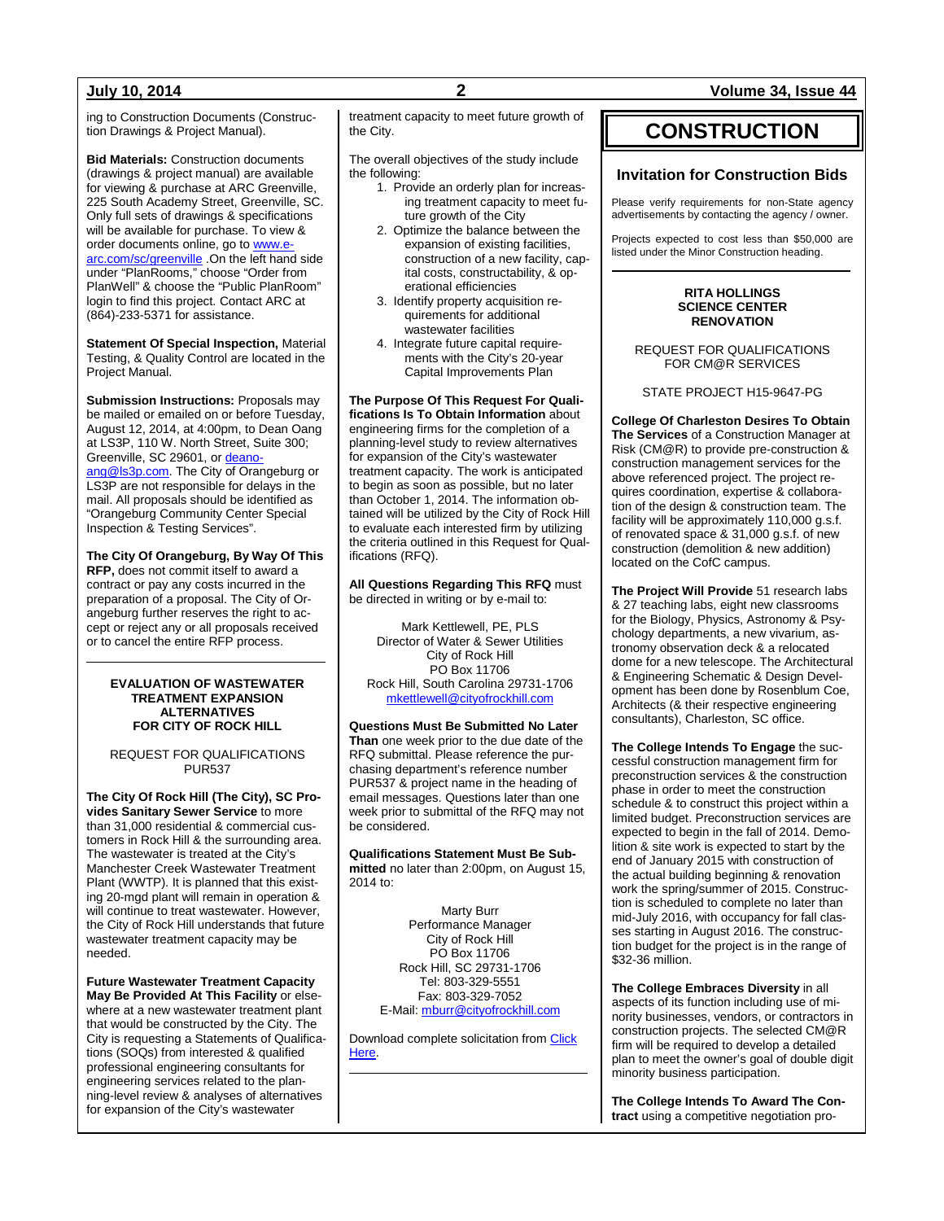ing to Construction Documents (Construction Drawings & Project Manual).

**Bid Materials:** Construction documents (drawings & project manual) are available for viewing & purchase at ARC Greenville, 225 South Academy Street, Greenville, SC. Only full sets of drawings & specifications will be available for purchase. To view & order documents online, go to www.e-arc.com/sc/greenville .On the left hand side under "PlanRooms," choose "Order from PlanWell" & choose the "Public PlanRoom" login to find this project. Contact ARC at (864)-233-5371 for assistance.

**Statement Of Special Inspection,** Material Testing, & Quality Control are located in the Project Manual.

**Submission Instructions:** Proposals may be mailed or emailed on or before Tuesday, August 12, 2014, at 4:00pm, to Dean Oang at LS3P, 110 W. North Street, Suite 300; Greenville, SC 29601, or deano-ang@ls3p.com. The City of Orangeburg or LS3P are not responsible for delays in the mail. All proposals should be identified as "Orangeburg Community Center Special Inspection & Testing Services".

**The City Of Orangeburg, By Way Of This RFP,** does not commit itself to award a contract or pay any costs incurred in the preparation of a proposal. The City of Orangeburg further reserves the right to accept or reject any or all proposals received or to cancel the entire RFP process.

---

**EVALUATION OF WASTEWATER TREATMENT EXPANSION ALTERNATIVES FOR CITY OF ROCK HILL**

REQUEST FOR QUALIFICATIONS
PUR537

**The City Of Rock Hill (The City), SC Provides Sanitary Sewer Service** to more than 31,000 residential & commercial customers in Rock Hill & the surrounding area. The wastewater is treated at the City's Manchester Creek Wastewater Treatment Plant (WWTP). It is planned that this existing 20-mgd plant will remain in operation & will continue to treat wastewater. However, the City of Rock Hill understands that future wastewater treatment capacity may be needed.

**Future Wastewater Treatment Capacity May Be Provided At This Facility** or elsewhere at a new wastewater treatment plant that would be constructed by the City. The City is requesting a Statements of Qualifications (SOQs) from interested & qualified professional engineering consultants for engineering services related to the planning-level review & analyses of alternatives for expansion of the City's wastewater treatment capacity to meet future growth of the City.

The overall objectives of the study include the following:

1. Provide an orderly plan for increasing treatment capacity to meet future growth of the City
2. Optimize the balance between the expansion of existing facilities, construction of a new facility, capital costs, constructability, & operational efficiencies
3. Identify property acquisition requirements for additional wastewater facilities
4. Integrate future capital requirements with the City's 20-year Capital Improvements Plan

**The Purpose Of This Request For Qualifications Is To Obtain Information** about engineering firms for the completion of a planning-level study to review alternatives for expansion of the City's wastewater treatment capacity. The work is anticipated to begin as soon as possible, but no later than October 1, 2014. The information obtained will be utilized by the City of Rock Hill to evaluate each interested firm by utilizing the criteria outlined in this Request for Qualifications (RFQ).

**All Questions Regarding This RFQ** must be directed in writing or by e-mail to:

Mark Kettlewell, PE, PLS
Director of Water & Sewer Utilities
City of Rock Hill
PO Box 11706
Rock Hill, South Carolina 29731-1706
mkettlewell@cityofrockhill.com

**Questions Must Be Submitted No Later Than** one week prior to the due date of the RFQ submittal. Please reference the purchasing department's reference number PUR537 & project name in the heading of email messages. Questions later than one week prior to submittal of the RFQ may not be considered.

**Qualifications Statement Must Be Submitted** no later than 2:00pm, on August 15, 2014 to:

Marty Burr
Performance Manager
City of Rock Hill
PO Box 11706
Rock Hill, SC 29731-1706
Tel: 803-329-5551
Fax: 803-329-7052
E-Mail: mburr@cityofrockhill.com

Download complete solicitation from Click Here.

---

# CONSTRUCTION

## Invitation for Construction Bids

Please verify requirements for non-State agency advertisements by contacting the agency / owner.

Projects expected to cost less than $50,000 are listed under the Minor Construction heading.

---

**RITA HOLLINGS SCIENCE CENTER RENOVATION**

REQUEST FOR QUALIFICATIONS
FOR CM@R SERVICES

STATE PROJECT H15-9647-PG

**College Of Charleston Desires To Obtain The Services** of a Construction Manager at Risk (CM@R) to provide pre-construction & construction management services for the above referenced project. The project requires coordination, expertise & collaboration of the design & construction team. The facility will be approximately 110,000 g.s.f. of renovated space & 31,000 g.s.f. of new construction (demolition & new addition) located on the CofC campus.

**The Project Will Provide** 51 research labs & 27 teaching labs, eight new classrooms for the Biology, Physics, Astronomy & Psychology departments, a new vivarium, astronomy observation deck & a relocated dome for a new telescope. The Architectural & Engineering Schematic & Design Development has been done by Rosenblum Coe, Architects (& their respective engineering consultants), Charleston, SC office.

**The College Intends To Engage** the successful construction management firm for preconstruction services & the construction phase in order to meet the construction schedule & to construct this project within a limited budget. Preconstruction services are expected to begin in the fall of 2014. Demolition & site work is expected to start by the end of January 2015 with construction of the actual building beginning & renovation work the spring/summer of 2015. Construction is scheduled to complete no later than mid-July 2016, with occupancy for fall classes starting in August 2016. The construction budget for the project is in the range of $32-36 million.

**The College Embraces Diversity** in all aspects of its function including use of minority businesses, vendors, or contractors in construction projects. The selected CM@R firm will be required to develop a detailed plan to meet the owner's goal of double digit minority business participation.

**The College Intends To Award The Contract** using a competitive negotiation pro-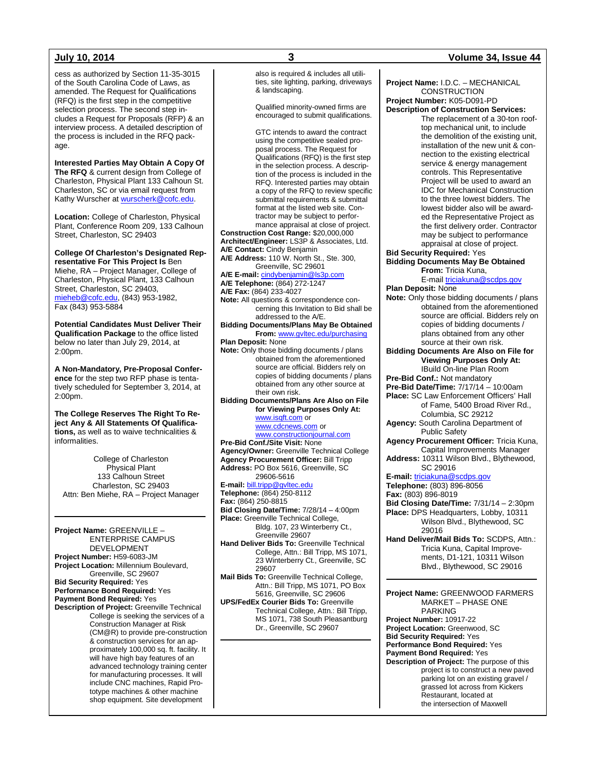cess as authorized by Section 11-35-3015 of the South Carolina Code of Laws, as amended. The Request for Qualifications (RFQ) is the first step in the competitive selection process. The second step includes a Request for Proposals (RFP) & an interview process. A detailed description of the process is included in the RFQ package.

**Interested Parties May Obtain A Copy Of The RFQ** & current design from College of Charleston, Physical Plant 133 Calhoun St. Charleston, SC or via email request from Kathy Wurscher at wurscherk@cofc.edu.

**Location:** College of Charleston, Physical Plant, Conference Room 209, 133 Calhoun Street, Charleston, SC 29403

**College Of Charleston's Designated Representative For This Project Is** Ben Miehe, RA – Project Manager, College of Charleston, Physical Plant, 133 Calhoun Street, Charleston, SC 29403, mieheb@cofc.edu, (843) 953-1982, Fax (843) 953-5884

**Potential Candidates Must Deliver Their Qualification Package** to the office listed below no later than July 29, 2014, at 2:00pm.

**A Non-Mandatory, Pre-Proposal Conference** for the step two RFP phase is tentatively scheduled for September 3, 2014, at 2:00pm.

**The College Reserves The Right To Reject Any & All Statements Of Qualifications,** as well as to waive technicalities & informalities.

College of Charleston
Physical Plant
133 Calhoun Street
Charleston, SC 29403
Attn: Ben Miehe, RA – Project Manager

---

**Project Name:** GREENVILLE – ENTERPRISE CAMPUS DEVELOPMENT
**Project Number:** H59-6083-JM
**Project Location:** Millennium Boulevard, Greenville, SC 29607
**Bid Security Required:** Yes
**Performance Bond Required:** Yes
**Payment Bond Required:** Yes
**Description of Project:** Greenville Technical College is seeking the services of a Construction Manager at Risk (CM@R) to provide pre-construction & construction services for an approximately 100,000 sq. ft. facility. It will have high bay features of an advanced technology training center for manufacturing processes. It will include CNC machines, Rapid Prototype machines & other machine shop equipment. Site development also is required & includes all utilities, site lighting, parking, driveways & landscaping.

Qualified minority-owned firms are encouraged to submit qualifications.

GTC intends to award the contract using the competitive sealed proposal process. The Request for Qualifications (RFQ) is the first step in the selection process. A description of the process is included in the RFQ. Interested parties may obtain a copy of the RFQ to review specific submittal requirements & submittal format at the listed web site. Contractor may be subject to performance appraisal at close of project.
**Construction Cost Range:** $20,000,000
**Architect/Engineer:** LS3P & Associates, Ltd.
**A/E Contact:** Cindy Benjamin
**A/E Address:** 110 W. North St., Ste. 300, Greenville, SC 29601
**A/E E-mail:** cindybenjamin@ls3p.com
**A/E Telephone:** (864) 272-1247
**A/E Fax:** (864) 233-4027
**Note:** All questions & correspondence concerning this Invitation to Bid shall be addressed to the A/E.
**Bidding Documents/Plans May Be Obtained From:** www.gvltec.edu/purchasing
**Plan Deposit:** None
**Note:** Only those bidding documents / plans obtained from the aforementioned source are official. Bidders rely on copies of bidding documents / plans obtained from any other source at their own risk.
**Bidding Documents/Plans Are Also on File for Viewing Purposes Only At:** www.isqft.com or www.cdcnews.com or www.constructionjournal.com
**Pre-Bid Conf./Site Visit:** None
**Agency/Owner:** Greenville Technical College
**Agency Procurement Officer:** Bill Tripp
**Address:** PO Box 5616, Greenville, SC 29606-5616
**E-mail:** bill.tripp@gvltec.edu
**Telephone:** (864) 250-8112
**Fax:** (864) 250-8815
**Bid Closing Date/Time:** 7/28/14 – 4:00pm
**Place:** Greenville Technical College, Bldg. 107, 23 Winterberry Ct., Greenville 29607
**Hand Deliver Bids To:** Greenville Technical College, Attn.: Bill Tripp, MS 1071, 23 Winterberry Ct., Greenville, SC 29607
**Mail Bids To:** Greenville Technical College, Attn.: Bill Tripp, MS 1071, PO Box 5616, Greenville, SC 29606
**UPS/FedEx Courier Bids To:** Greenville Technical College, Attn.: Bill Tripp, MS 1071, 738 South Pleasantburg Dr., Greenville, SC 29607

---

**Project Name:** I.D.C. – MECHANICAL CONSTRUCTION
**Project Number:** K05-D091-PD
**Description of Construction Services:** The replacement of a 30-ton rooftop mechanical unit, to include the demolition of the existing unit, installation of the new unit & connection to the existing electrical service & energy management controls. This Representative Project will be used to award an IDC for Mechanical Construction to the three lowest bidders. The lowest bidder also will be awarded the Representative Project as the first delivery order. Contractor may be subject to performance appraisal at close of project.
**Bid Security Required:** Yes
**Bidding Documents May Be Obtained From:** Tricia Kuna, E-mail triciakuna@scdps.gov
**Plan Deposit:** None
**Note:** Only those bidding documents / plans obtained from the aforementioned source are official. Bidders rely on copies of bidding documents / plans obtained from any other source at their own risk.
**Bidding Documents Are Also on File for Viewing Purposes Only At:** IBuild On-line Plan Room
**Pre-Bid Conf.:** Not mandatory
**Pre-Bid Date/Time:** 7/17/14 – 10:00am
**Place:** SC Law Enforcement Officers' Hall of Fame, 5400 Broad River Rd., Columbia, SC 29212
**Agency:** South Carolina Department of Public Safety
**Agency Procurement Officer:** Tricia Kuna, Capital Improvements Manager
**Address:** 10311 Wilson Blvd., Blythewood, SC 29016
**E-mail:** triciakuna@scdps.gov
**Telephone:** (803) 896-8056
**Fax:** (803) 896-8019
**Bid Closing Date/Time:** 7/31/14 – 2:30pm
**Place:** DPS Headquarters, Lobby, 10311 Wilson Blvd., Blythewood, SC 29016
**Hand Deliver/Mail Bids To:** SCDPS, Attn.: Tricia Kuna, Capital Improvements, D1-121, 10311 Wilson Blvd., Blythewood, SC 29016

---

**Project Name:** GREENWOOD FARMERS MARKET – PHASE ONE PARKING
**Project Number:** 10917-22
**Project Location:** Greenwood, SC
**Bid Security Required:** Yes
**Performance Bond Required:** Yes
**Payment Bond Required:** Yes
**Description of Project:** The purpose of this project is to construct a new paved parking lot on an existing gravel / grassed lot across from Kickers Restaurant, located at the intersection of Maxwell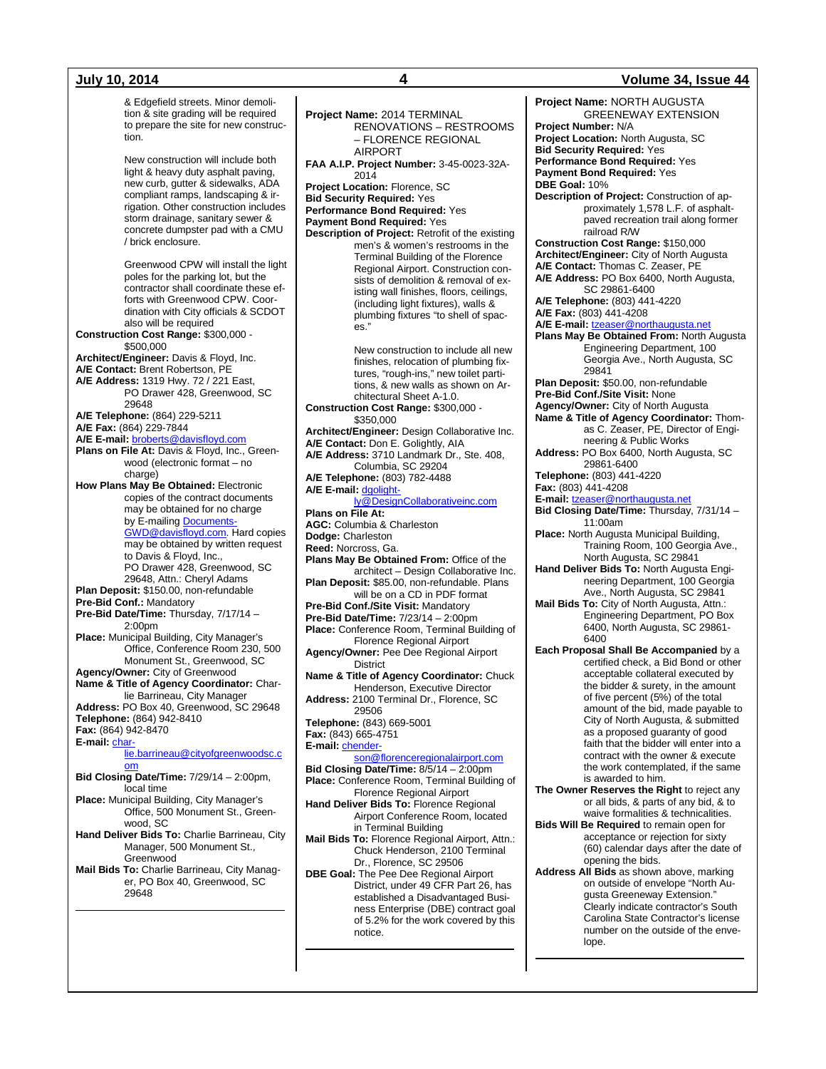& Edgefield streets. Minor demolition & site grading will be required to prepare the site for new construction.

New construction will include both light & heavy duty asphalt paving, new curb, gutter & sidewalks, ADA compliant ramps, landscaping & irrigation. Other construction includes storm drainage, sanitary sewer & concrete dumpster pad with a CMU / brick enclosure.

Greenwood CPW will install the light poles for the parking lot, but the contractor shall coordinate these efforts with Greenwood CPW. Coordination with City officials & SCDOT also will be required

**Construction Cost Range:** $300,000 - $500,000
**Architect/Engineer:** Davis & Floyd, Inc.
**A/E Contact:** Brent Robertson, PE
**A/E Address:** 1319 Hwy. 72 / 221 East, PO Drawer 428, Greenwood, SC 29648
**A/E Telephone:** (864) 229-5211
**A/E Fax:** (864) 229-7844
**A/E E-mail:** broberts@davisfloyd.com
**Plans on File At:** Davis & Floyd, Inc., Greenwood (electronic format – no charge)
**How Plans May Be Obtained:** Electronic copies of the contract documents may be obtained for no charge by E-mailing Documents-GWD@davisfloyd.com. Hard copies may be obtained by written request to Davis & Floyd, Inc., PO Drawer 428, Greenwood, SC 29648, Attn.: Cheryl Adams
**Plan Deposit:** $150.00, non-refundable
**Pre-Bid Conf.:** Mandatory
**Pre-Bid Date/Time:** Thursday, 7/17/14 – 2:00pm
**Place:** Municipal Building, City Manager's Office, Conference Room 230, 500 Monument St., Greenwood, SC
**Agency/Owner:** City of Greenwood
**Name & Title of Agency Coordinator:** Charlie Barrineau, City Manager
**Address:** PO Box 40, Greenwood, SC 29648
**Telephone:** (864) 942-8410
**Fax:** (864) 942-8470
**E-mail:** charlie.barrineau@cityofgreenwoodsc.com
**Bid Closing Date/Time:** 7/29/14 – 2:00pm, local time
**Place:** Municipal Building, City Manager's Office, 500 Monument St., Greenwood, SC
**Hand Deliver Bids To:** Charlie Barrineau, City Manager, 500 Monument St., Greenwood
**Mail Bids To:** Charlie Barrineau, City Manager, PO Box 40, Greenwood, SC 29648

---

**Project Name:** 2014 TERMINAL RENOVATIONS – RESTROOMS – FLORENCE REGIONAL AIRPORT
**FAA A.I.P. Project Number:** 3-45-0023-32A-2014
**Project Location:** Florence, SC
**Bid Security Required:** Yes
**Performance Bond Required:** Yes
**Payment Bond Required:** Yes
**Description of Project:** Retrofit of the existing men's & women's restrooms in the Terminal Building of the Florence Regional Airport. Construction consists of demolition & removal of existing wall finishes, floors, ceilings, (including light fixtures), walls & plumbing fixtures "to shell of spaces."

New construction to include all new finishes, relocation of plumbing fixtures, "rough-ins," new toilet partitions, & new walls as shown on Architectural Sheet A-1.0.

**Construction Cost Range:** $300,000 - $350,000
**Architect/Engineer:** Design Collaborative Inc.
**A/E Contact:** Don E. Golightly, AIA
**A/E Address:** 3710 Landmark Dr., Ste. 408, Columbia, SC 29204
**A/E Telephone:** (803) 782-4488
**A/E E-mail:** dgolightly@DesignCollaborativeinc.com
**Plans on File At:**
**AGC:** Columbia & Charleston
**Dodge:** Charleston
**Reed:** Norcross, Ga.
**Plans May Be Obtained From:** Office of the architect – Design Collaborative Inc.
**Plan Deposit:** $85.00, non-refundable. Plans will be on a CD in PDF format
**Pre-Bid Conf./Site Visit:** Mandatory
**Pre-Bid Date/Time:** 7/23/14 – 2:00pm
**Place:** Conference Room, Terminal Building of Florence Regional Airport
**Agency/Owner:** Pee Dee Regional Airport District
**Name & Title of Agency Coordinator:** Chuck Henderson, Executive Director
**Address:** 2100 Terminal Dr., Florence, SC 29506
**Telephone:** (843) 669-5001
**Fax:** (843) 665-4751
**E-mail:** chenderson@florenceregionalairport.com
**Bid Closing Date/Time:** 8/5/14 – 2:00pm
**Place:** Conference Room, Terminal Building of Florence Regional Airport
**Hand Deliver Bids To:** Florence Regional Airport Conference Room, located in Terminal Building
**Mail Bids To:** Florence Regional Airport, Attn.: Chuck Henderson, 2100 Terminal Dr., Florence, SC 29506
**DBE Goal:** The Pee Dee Regional Airport District, under 49 CFR Part 26, has established a Disadvantaged Business Enterprise (DBE) contract goal of 5.2% for the work covered by this notice.

---

**Project Name:** NORTH AUGUSTA GREENEWAY EXTENSION
**Project Number:** N/A
**Project Location:** North Augusta, SC
**Bid Security Required:** Yes
**Performance Bond Required:** Yes
**Payment Bond Required:** Yes
**DBE Goal:** 10%
**Description of Project:** Construction of approximately 1,578 L.F. of asphalt-paved recreation trail along former railroad R/W
**Construction Cost Range:** $150,000
**Architect/Engineer:** City of North Augusta
**A/E Contact:** Thomas C. Zeaser, PE
**A/E Address:** PO Box 6400, North Augusta, SC 29861-6400
**A/E Telephone:** (803) 441-4220
**A/E Fax:** (803) 441-4208
**A/E E-mail:** tzeaser@northaugusta.net
**Plans May Be Obtained From:** North Augusta Engineering Department, 100 Georgia Ave., North Augusta, SC 29841
**Plan Deposit:** $50.00, non-refundable
**Pre-Bid Conf./Site Visit:** None
**Agency/Owner:** City of North Augusta
**Name & Title of Agency Coordinator:** Thomas C. Zeaser, PE, Director of Engineering & Public Works
**Address:** PO Box 6400, North Augusta, SC 29861-6400
**Telephone:** (803) 441-4220
**Fax:** (803) 441-4208
**E-mail:** tzeaser@northaugusta.net
**Bid Closing Date/Time:** Thursday, 7/31/14 – 11:00am
**Place:** North Augusta Municipal Building, Training Room, 100 Georgia Ave., North Augusta, SC 29841
**Hand Deliver Bids To:** North Augusta Engineering Department, 100 Georgia Ave., North Augusta, SC 29841
**Mail Bids To:** City of North Augusta, Attn.: Engineering Department, PO Box 6400, North Augusta, SC 29861-6400
**Each Proposal Shall Be Accompanied** by a certified check, a Bid Bond or other acceptable collateral executed by the bidder & surety, in the amount of five percent (5%) of the total amount of the bid, made payable to City of North Augusta, & submitted as a proposed guaranty of good faith that the bidder will enter into a contract with the owner & execute the work contemplated, if the same is awarded to him.
**The Owner Reserves the Right** to reject any or all bids, & parts of any bid, & to waive formalities & technicalities.
**Bids Will Be Required** to remain open for acceptance or rejection for sixty (60) calendar days after the date of opening the bids.
**Address All Bids** as shown above, marking on outside of envelope "North Augusta Greeneway Extension." Clearly indicate contractor's South Carolina State Contractor's license number on the outside of the envelope.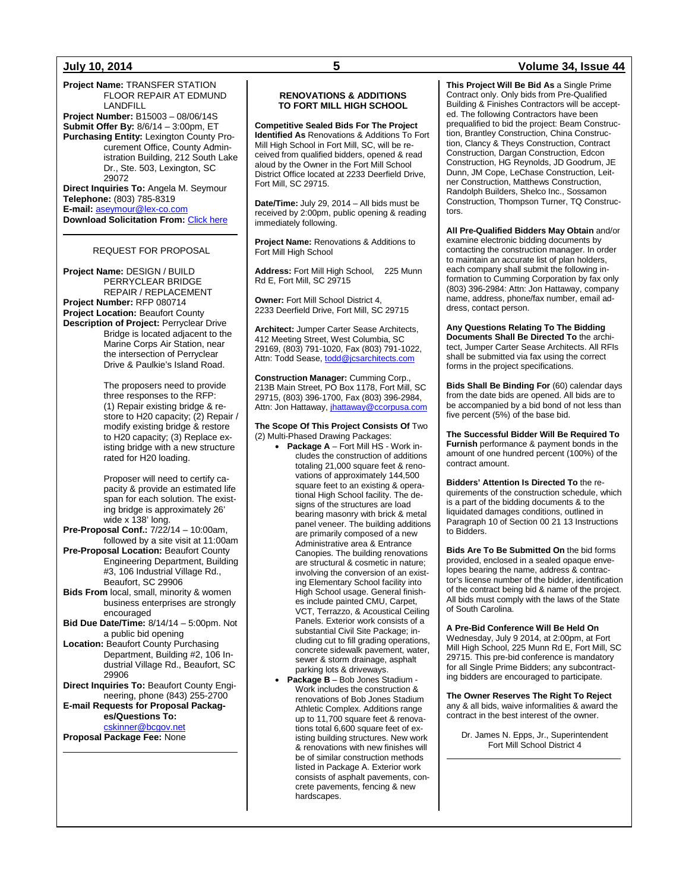**Project Name:** TRANSFER STATION FLOOR REPAIR AT EDMUND LANDFILL
**Project Number:** B15003 – 08/06/14S
**Submit Offer By:** 8/6/14 – 3:00pm, ET
**Purchasing Entity:** Lexington County Procurement Office, County Administration Building, 212 South Lake Dr., Ste. 503, Lexington, SC 29072
**Direct Inquiries To:** Angela M. Seymour
**Telephone:** (803) 785-8319
**E-mail:** aseymour@lex-co.com
**Download Solicitation From:** Click here

---

REQUEST FOR PROPOSAL

**Project Name:** DESIGN / BUILD PERRYCLEAR BRIDGE REPAIR / REPLACEMENT
**Project Number:** RFP 080714
**Project Location:** Beaufort County
**Description of Project:** Perryclear Drive Bridge is located adjacent to the Marine Corps Air Station, near the intersection of Perryclear Drive & Paulkie's Island Road.

The proposers need to provide three responses to the RFP: (1) Repair existing bridge & restore to H20 capacity; (2) Repair / modify existing bridge & restore to H20 capacity; (3) Replace existing bridge with a new structure rated for H20 loading.

Proposer will need to certify capacity & provide an estimated life span for each solution. The existing bridge is approximately 26' wide x 138' long.

**Pre-Proposal Conf.:** 7/22/14 – 10:00am, followed by a site visit at 11:00am
**Pre-Proposal Location:** Beaufort County Engineering Department, Building #3, 106 Industrial Village Rd., Beaufort, SC 29906
**Bids From** local, small, minority & women business enterprises are strongly encouraged
**Bid Due Date/Time:** 8/14/14 – 5:00pm. Not a public bid opening
**Location:** Beaufort County Purchasing Department, Building #2, 106 Industrial Village Rd., Beaufort, SC 29906
**Direct Inquiries To:** Beaufort County Engineering, phone (843) 255-2700
**E-mail Requests for Proposal Packages/Questions To:** cskinner@bcgov.net
**Proposal Package Fee:** None

---

**RENOVATIONS & ADDITIONS TO FORT MILL HIGH SCHOOL**

**Competitive Sealed Bids For The Project Identified As** Renovations & Additions To Fort Mill High School in Fort Mill, SC, will be received from qualified bidders, opened & read aloud by the Owner in the Fort Mill School District Office located at 2233 Deerfield Drive, Fort Mill, SC 29715.

**Date/Time:** July 29, 2014 – All bids must be received by 2:00pm, public opening & reading immediately following.

**Project Name:** Renovations & Additions to Fort Mill High School

**Address:** Fort Mill High School, 225 Munn Rd E, Fort Mill, SC 29715

**Owner:** Fort Mill School District 4, 2233 Deerfield Drive, Fort Mill, SC 29715

**Architect:** Jumper Carter Sease Architects, 412 Meeting Street, West Columbia, SC 29169, (803) 791-1020, Fax (803) 791-1022, Attn: Todd Sease, todd@jcsarchitects.com

**Construction Manager:** Cumming Corp., 213B Main Street, PO Box 1178, Fort Mill, SC 29715, (803) 396-1700, Fax (803) 396-2984, Attn: Jon Hattaway, jhattaway@ccorpusa.com

**The Scope Of This Project Consists Of** Two (2) Multi-Phased Drawing Packages:

- **Package A** – Fort Mill HS - Work includes the construction of additions totaling 21,000 square feet & renovations of approximately 144,500 square feet to an existing & operational High School facility. The designs of the structures are load bearing masonry with brick & metal panel veneer. The building additions are primarily composed of a new Administrative area & Entrance Canopies. The building renovations are structural & cosmetic in nature; involving the conversion of an existing Elementary School facility into High School usage. General finishes include painted CMU, Carpet, VCT, Terrazzo, & Acoustical Ceiling Panels. Exterior work consists of a substantial Civil Site Package; including cut to fill grading operations, concrete sidewalk pavement, water, sewer & storm drainage, asphalt parking lots & driveways.
- **Package B** – Bob Jones Stadium - Work includes the construction & renovations of Bob Jones Stadium Athletic Complex. Additions range up to 11,700 square feet & renovations total 6,600 square feet of existing building structures. New work & renovations with new finishes will be of similar construction methods listed in Package A. Exterior work consists of asphalt pavements, concrete pavements, fencing & new hardscapes.

**This Project Will Be Bid As** a Single Prime Contract only. Only bids from Pre-Qualified Building & Finishes Contractors will be accepted. The following Contractors have been prequalified to bid the project: Beam Construction, Brantley Construction, China Construction, Clancy & Theys Construction, Contract Construction, Dargan Construction, Edcon Construction, HG Reynolds, JD Goodrum, JE Dunn, JM Cope, LeChase Construction, Leitner Construction, Matthews Construction, Randolph Builders, Shelco Inc., Sossamon Construction, Thompson Turner, TQ Constructors.

**All Pre-Qualified Bidders May Obtain** and/or examine electronic bidding documents by contacting the construction manager. In order to maintain an accurate list of plan holders, each company shall submit the following information to Cumming Corporation by fax only (803) 396-2984: Attn: Jon Hattaway, company name, address, phone/fax number, email address, contact person.

**Any Questions Relating To The Bidding Documents Shall Be Directed To** the architect, Jumper Carter Sease Architects. All RFIs shall be submitted via fax using the correct forms in the project specifications.

**Bids Shall Be Binding For** (60) calendar days from the date bids are opened. All bids are to be accompanied by a bid bond of not less than five percent (5%) of the base bid.

**The Successful Bidder Will Be Required To Furnish** performance & payment bonds in the amount of one hundred percent (100%) of the contract amount.

**Bidders' Attention Is Directed To** the requirements of the construction schedule, which is a part of the bidding documents & to the liquidated damages conditions, outlined in Paragraph 10 of Section 00 21 13 Instructions to Bidders.

**Bids Are To Be Submitted On** the bid forms provided, enclosed in a sealed opaque envelopes bearing the name, address & contractor's license number of the bidder, identification of the contract being bid & name of the project. All bids must comply with the laws of the State of South Carolina.

**A Pre-Bid Conference Will Be Held On** Wednesday, July 9 2014, at 2:00pm, at Fort Mill High School, 225 Munn Rd E, Fort Mill, SC 29715. This pre-bid conference is mandatory for all Single Prime Bidders; any subcontracting bidders are encouraged to participate.

**The Owner Reserves The Right To Reject** any & all bids, waive informalities & award the contract in the best interest of the owner.

Dr. James N. Epps, Jr., Superintendent
Fort Mill School District 4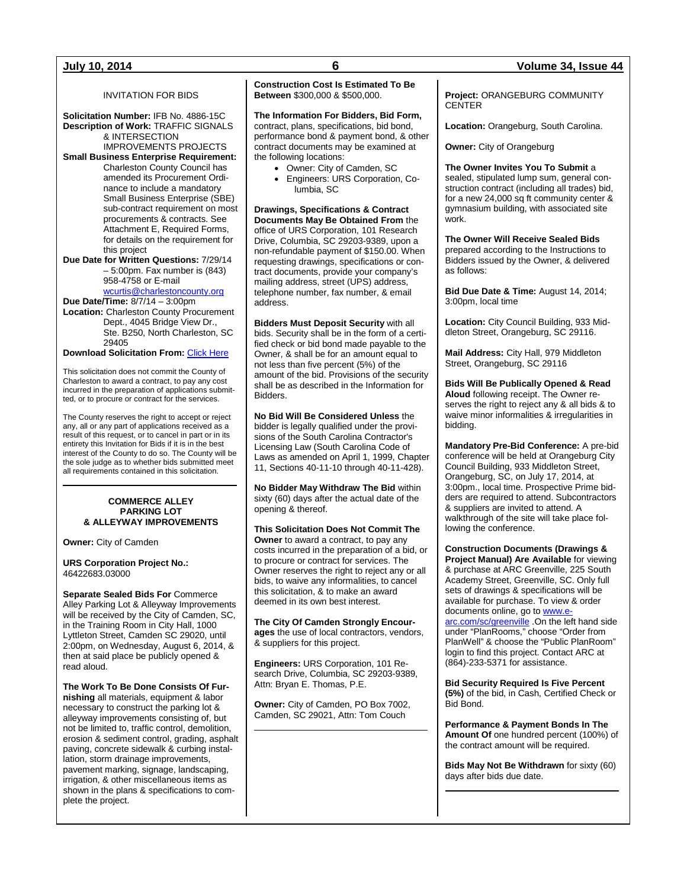### INVITATION FOR BIDS

**Solicitation Number:** IFB No. 4886-15C
**Description of Work:** TRAFFIC SIGNALS & INTERSECTION IMPROVEMENTS PROJECTS
**Small Business Enterprise Requirement:** Charleston County Council has amended its Procurement Ordinance to include a mandatory Small Business Enterprise (SBE) sub-contract requirement on most procurements & contracts. See Attachment E, Required Forms, for details on the requirement for this project
**Due Date for Written Questions:** 7/29/14 – 5:00pm. Fax number is (843) 958-4758 or E-mail wcurtis@charlestoncounty.org
**Due Date/Time:** 8/7/14 – 3:00pm
**Location:** Charleston County Procurement Dept., 4045 Bridge View Dr., Ste. B250, North Charleston, SC 29405
**Download Solicitation From:** Click Here

This solicitation does not commit the County of Charleston to award a contract, to pay any cost incurred in the preparation of applications submitted, or to procure or contract for the services.

The County reserves the right to accept or reject any, all or any part of applications received as a result of this request, or to cancel in part or in its entirety this Invitation for Bids if it is in the best interest of the County to do so. The County will be the sole judge as to whether bids submitted meet all requirements contained in this solicitation.

---

### COMMERCE ALLEY PARKING LOT & ALLEYWAY IMPROVEMENTS

**Owner:** City of Camden

**URS Corporation Project No.:** 46422683.03000

**Separate Sealed Bids For** Commerce Alley Parking Lot & Alleyway Improvements will be received by the City of Camden, SC, in the Training Room in City Hall, 1000 Lyttleton Street, Camden SC 29020, until 2:00pm, on Wednesday, August 6, 2014, & then at said place be publicly opened & read aloud.

**The Work To Be Done Consists Of Furnishing** all materials, equipment & labor necessary to construct the parking lot & alleyway improvements consisting of, but not be limited to, traffic control, demolition, erosion & sediment control, grading, asphalt paving, concrete sidewalk & curbing installation, storm drainage improvements, pavement marking, signage, landscaping, irrigation, & other miscellaneous items as shown in the plans & specifications to complete the project.

**Construction Cost Is Estimated To Be Between** $300,000 & $500,000.

**The Information For Bidders, Bid Form,** contract, plans, specifications, bid bond, performance bond & payment bond, & other contract documents may be examined at the following locations:

- Owner: City of Camden, SC
- Engineers: URS Corporation, Columbia, SC

**Drawings, Specifications & Contract Documents May Be Obtained From** the office of URS Corporation, 101 Research Drive, Columbia, SC 29203-9389, upon a non-refundable payment of $150.00. When requesting drawings, specifications or contract documents, provide your company's mailing address, street (UPS) address, telephone number, fax number, & email address.

**Bidders Must Deposit Security** with all bids. Security shall be in the form of a certified check or bid bond made payable to the Owner, & shall be for an amount equal to not less than five percent (5%) of the amount of the bid. Provisions of the security shall be as described in the Information for Bidders.

**No Bid Will Be Considered Unless** the bidder is legally qualified under the provisions of the South Carolina Contractor's Licensing Law (South Carolina Code of Laws as amended on April 1, 1999, Chapter 11, Sections 40-11-10 through 40-11-428).

**No Bidder May Withdraw The Bid** within sixty (60) days after the actual date of the opening & thereof.

**This Solicitation Does Not Commit The Owner** to award a contract, to pay any costs incurred in the preparation of a bid, or to procure or contract for services. The Owner reserves the right to reject any or all bids, to waive any informalities, to cancel this solicitation, & to make an award deemed in its own best interest.

**The City Of Camden Strongly Encourages** the use of local contractors, vendors, & suppliers for this project.

**Engineers:** URS Corporation, 101 Research Drive, Columbia, SC 29203-9389, Attn: Bryan E. Thomas, P.E.

**Owner:** City of Camden, PO Box 7002, Camden, SC 29021, Attn: Tom Couch

---

**Project:** ORANGEBURG COMMUNITY CENTER

**Location:** Orangeburg, South Carolina.

**Owner:** City of Orangeburg

**The Owner Invites You To Submit** a sealed, stipulated lump sum, general construction contract (including all trades) bid, for a new 24,000 sq ft community center & gymnasium building, with associated site work.

**The Owner Will Receive Sealed Bids** prepared according to the Instructions to Bidders issued by the Owner, & delivered as follows:

**Bid Due Date & Time:** August 14, 2014; 3:00pm, local time

**Location:** City Council Building, 933 Middleton Street, Orangeburg, SC 29116.

**Mail Address:** City Hall, 979 Middleton Street, Orangeburg, SC 29116

**Bids Will Be Publically Opened & Read Aloud** following receipt. The Owner reserves the right to reject any & all bids & to waive minor informalities & irregularities in bidding.

**Mandatory Pre-Bid Conference:** A pre-bid conference will be held at Orangeburg City Council Building, 933 Middleton Street, Orangeburg, SC, on July 17, 2014, at 3:00pm., local time. Prospective Prime bidders are required to attend. Subcontractors & suppliers are invited to attend. A walkthrough of the site will take place following the conference.

**Construction Documents (Drawings & Project Manual) Are Available** for viewing & purchase at ARC Greenville, 225 South Academy Street, Greenville, SC. Only full sets of drawings & specifications will be available for purchase. To view & order documents online, go to www.e-arc.com/sc/greenville .On the left hand side under "PlanRooms," choose "Order from PlanWell" & choose the "Public PlanRoom" login to find this project. Contact ARC at (864)-233-5371 for assistance.

**Bid Security Required Is Five Percent (5%)** of the bid, in Cash, Certified Check or Bid Bond.

**Performance & Payment Bonds In The Amount Of** one hundred percent (100%) of the contract amount will be required.

**Bids May Not Be Withdrawn** for sixty (60) days after bids due date.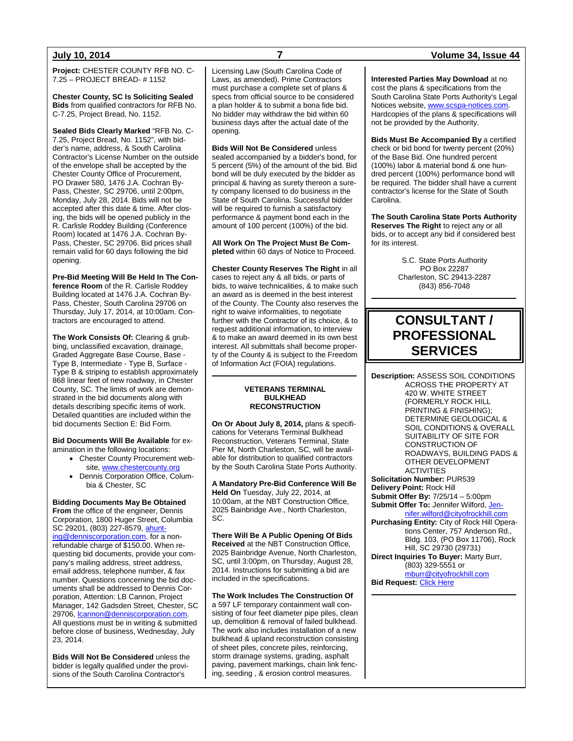**Project:** CHESTER COUNTY RFB NO. C-7.25 – PROJECT BREAD- # 1152

**Chester County, SC Is Soliciting Sealed Bids** from qualified contractors for RFB No. C-7.25, Project Bread, No. 1152.

**Sealed Bids Clearly Marked** "RFB No. C-7.25, Project Bread, No. 1152", with bidder's name, address, & South Carolina Contractor's License Number on the outside of the envelope shall be accepted by the Chester County Office of Procurement, PO Drawer 580, 1476 J.A. Cochran By-Pass, Chester, SC 29706, until 2:00pm, Monday, July 28, 2014. Bids will not be accepted after this date & time. After closing, the bids will be opened publicly in the R. Carlisle Roddey Building (Conference Room) located at 1476 J.A. Cochran By-Pass, Chester, SC 29706. Bid prices shall remain valid for 60 days following the bid opening.

**Pre-Bid Meeting Will Be Held In The Conference Room** of the R. Carlisle Roddey Building located at 1476 J.A. Cochran By-Pass, Chester, South Carolina 29706 on Thursday, July 17, 2014, at 10:00am. Contractors are encouraged to attend.

**The Work Consists Of:** Clearing & grubbing, unclassified excavation, drainage, Graded Aggregate Base Course, Base - Type B, Intermediate - Type B, Surface - Type B & striping to establish approximately 868 linear feet of new roadway, in Chester County, SC. The limits of work are demonstrated in the bid documents along with details describing specific items of work. Detailed quantities are included within the bid documents Section E: Bid Form.

**Bid Documents Will Be Available** for examination in the following locations:

- Chester County Procurement website, www.chestercounty.org
- Dennis Corporation Office, Columbia & Chester, SC

**Bidding Documents May Be Obtained From** the office of the engineer, Dennis Corporation, 1800 Huger Street, Columbia SC 29201, (803) 227-8579, ahunting@denniscorporation.com, for a non-refundable charge of $150.00. When requesting bid documents, provide your company's mailing address, street address, email address, telephone number, & fax number. Questions concerning the bid documents shall be addressed to Dennis Corporation, Attention: LB Cannon, Project Manager, 142 Gadsden Street, Chester, SC 29706, lcannon@denniscorporation.com. All questions must be in writing & submitted before close of business, Wednesday, July 23, 2014.

**Bids Will Not Be Considered** unless the bidder is legally qualified under the provisions of the South Carolina Contractor's Licensing Law (South Carolina Code of Laws, as amended). Prime Contractors must purchase a complete set of plans & specs from official source to be considered a plan holder & to submit a bona fide bid. No bidder may withdraw the bid within 60 business days after the actual date of the opening.

**Bids Will Not Be Considered** unless sealed accompanied by a bidder's bond, for 5 percent (5%) of the amount of the bid. Bid bond will be duly executed by the bidder as principal & having as surety thereon a surety company licensed to do business in the State of South Carolina. Successful bidder will be required to furnish a satisfactory performance & payment bond each in the amount of 100 percent (100%) of the bid.

**All Work On The Project Must Be Completed** within 60 days of Notice to Proceed.

**Chester County Reserves The Right** in all cases to reject any & all bids, or parts of bids, to waive technicalities, & to make such an award as is deemed in the best interest of the County. The County also reserves the right to waive informalities, to negotiate further with the Contractor of its choice, & to request additional information, to interview & to make an award deemed in its own best interest. All submittals shall become property of the County & is subject to the Freedom of Information Act (FOIA) regulations.

---

**VETERANS TERMINAL BULKHEAD RECONSTRUCTION**

**On Or About July 8, 2014,** plans & specifications for Veterans Terminal Bulkhead Reconstruction, Veterans Terminal, State Pier M, North Charleston, SC, will be available for distribution to qualified contractors by the South Carolina State Ports Authority.

**A Mandatory Pre-Bid Conference Will Be Held On** Tuesday, July 22, 2014, at 10:00am, at the NBT Construction Office, 2025 Bainbridge Ave., North Charleston, SC.

**There Will Be A Public Opening Of Bids Received** at the NBT Construction Office, 2025 Bainbridge Avenue, North Charleston, SC, until 3:00pm, on Thursday, August 28, 2014. Instructions for submitting a bid are included in the specifications.

**The Work Includes The Construction Of** a 597 LF temporary containment wall consisting of four feet diameter pipe piles, clean up, demolition & removal of failed bulkhead. The work also includes installation of a new bulkhead & upland reconstruction consisting of sheet piles, concrete piles, reinforcing, storm drainage systems, grading, asphalt paving, pavement markings, chain link fencing, seeding , & erosion control measures.

**Interested Parties May Download** at no cost the plans & specifications from the South Carolina State Ports Authority's Legal Notices website, www.scspa-notices.com. Hardcopies of the plans & specifications will not be provided by the Authority.

**Bids Must Be Accompanied By** a certified check or bid bond for twenty percent (20%) of the Base Bid. One hundred percent (100%) labor & material bond & one hundred percent (100%) performance bond will be required. The bidder shall have a current contractor's license for the State of South Carolina.

**The South Carolina State Ports Authority Reserves The Right** to reject any or all bids, or to accept any bid if considered best for its interest.

S.C. State Ports Authority
PO Box 22287
Charleston, SC 29413-2287
(843) 856-7048

---

# CONSULTANT / PROFESSIONAL SERVICES

**Description:** ASSESS SOIL CONDITIONS ACROSS THE PROPERTY AT 420 W. WHITE STREET (FORMERLY ROCK HILL PRINTING & FINISHING); DETERMINE GEOLOGICAL & SOIL CONDITIONS & OVERALL SUITABILITY OF SITE FOR CONSTRUCTION OF ROADWAYS, BUILDING PADS & OTHER DEVELOPMENT ACTIVITIES
**Solicitation Number:** PUR539
**Delivery Point:** Rock Hill
**Submit Offer By:** 7/25/14 – 5:00pm
**Submit Offer To:** Jennifer Wilford, Jennifer.wilford@cityofrockhill.com
**Purchasing Entity:** City of Rock Hill Operations Center, 757 Anderson Rd., Bldg. 103, (PO Box 11706), Rock Hill, SC 29730 (29731)
**Direct Inquiries To Buyer:** Marty Burr, (803) 329-5551 or mburr@cityofrockhill.com
**Bid Request:** Click Here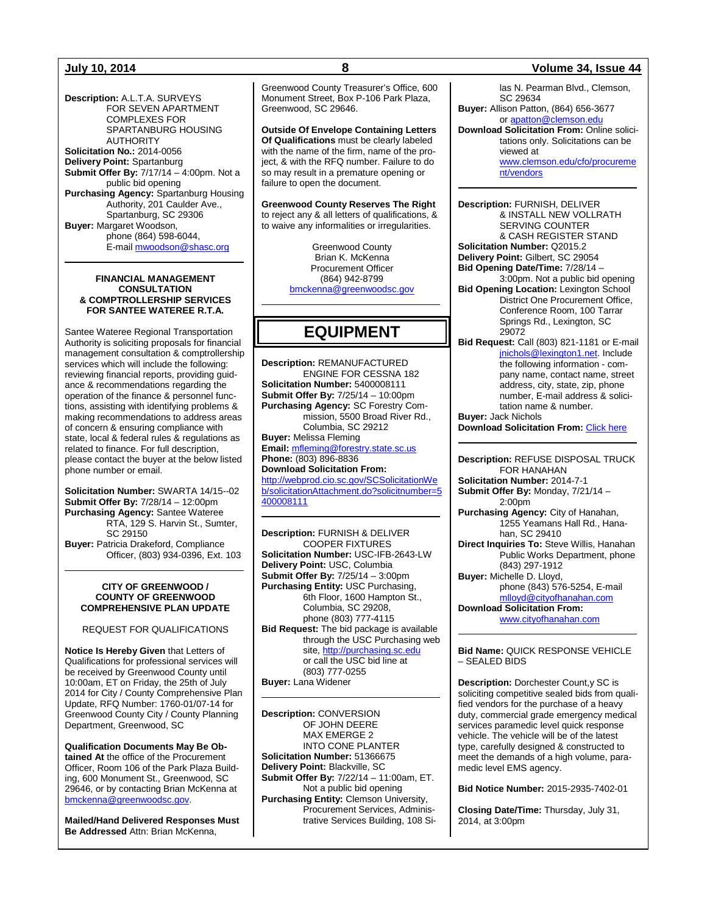**Description:** A.L.T.A. SURVEYS FOR SEVEN APARTMENT COMPLEXES FOR SPARTANBURG HOUSING AUTHORITY
**Solicitation No.:** 2014-0056
**Delivery Point:** Spartanburg
**Submit Offer By:** 7/17/14 – 4:00pm. Not a public bid opening
**Purchasing Agency:** Spartanburg Housing Authority, 201 Caulder Ave., Spartanburg, SC 29306
**Buyer:** Margaret Woodson, phone (864) 598-6044, E-mail mwoodson@shasc.org

---

**FINANCIAL MANAGEMENT CONSULTATION & COMPTROLLERSHIP SERVICES FOR SANTEE WATEREE R.T.A.**

Santee Wateree Regional Transportation Authority is soliciting proposals for financial management consultation & comptrollership services which will include the following: reviewing financial reports, providing guidance & recommendations regarding the operation of the finance & personnel functions, assisting with identifying problems & making recommendations to address areas of concern & ensuring compliance with state, local & federal rules & regulations as related to finance. For full description, please contact the buyer at the below listed phone number or email.

**Solicitation Number:** SWARTA 14/15--02
**Submit Offer By:** 7/28/14 – 12:00pm
**Purchasing Agency:** Santee Wateree RTA, 129 S. Harvin St., Sumter, SC 29150
**Buyer:** Patricia Drakeford, Compliance Officer, (803) 934-0396, Ext. 103

---

**CITY OF GREENWOOD / COUNTY OF GREENWOOD COMPREHENSIVE PLAN UPDATE**

REQUEST FOR QUALIFICATIONS

**Notice Is Hereby Given** that Letters of Qualifications for professional services will be received by Greenwood County until 10:00am, ET on Friday, the 25th of July 2014 for City / County Comprehensive Plan Update, RFQ Number: 1760-01/07-14 for Greenwood County City / County Planning Department, Greenwood, SC

**Qualification Documents May Be Obtained At** the office of the Procurement Officer, Room 106 of the Park Plaza Building, 600 Monument St., Greenwood, SC 29646, or by contacting Brian McKenna at bmckenna@greenwoodsc.gov.

**Mailed/Hand Delivered Responses Must Be Addressed** Attn: Brian McKenna, Greenwood County Treasurer's Office, 600 Monument Street, Box P-106 Park Plaza, Greenwood, SC 29646.

**Outside Of Envelope Containing Letters Of Qualifications** must be clearly labeled with the name of the firm, name of the project, & with the RFQ number. Failure to do so may result in a premature opening or failure to open the document.

**Greenwood County Reserves The Right** to reject any & all letters of qualifications, & to waive any informalities or irregularities.

Greenwood County
Brian K. McKenna
Procurement Officer
(864) 942-8799
bmckenna@greenwoodsc.gov

---

# EQUIPMENT

**Description:** REMANUFACTURED ENGINE FOR CESSNA 182
**Solicitation Number:** 5400008111
**Submit Offer By:** 7/25/14 – 10:00pm
**Purchasing Agency:** SC Forestry Commission, 5500 Broad River Rd., Columbia, SC 29212
**Buyer:** Melissa Fleming
**Email:** mfleming@forestry.state.sc.us
**Phone:** (803) 896-8836
**Download Solicitation From:** http://webprod.cio.sc.gov/SCSolicitationWeb/solicitationAttachment.do?solicitnumber=5400008111

---

**Description:** FURNISH & DELIVER COOPER FIXTURES
**Solicitation Number:** USC-IFB-2643-LW
**Delivery Point:** USC, Columbia
**Submit Offer By:** 7/25/14 – 3:00pm
**Purchasing Entity:** USC Purchasing, 6th Floor, 1600 Hampton St., Columbia, SC 29208, phone (803) 777-4115
**Bid Request:** The bid package is available through the USC Purchasing web site, http://purchasing.sc.edu or call the USC bid line at (803) 777-0255
**Buyer:** Lana Widener

---

**Description:** CONVERSION OF JOHN DEERE MAX EMERGE 2 INTO CONE PLANTER
**Solicitation Number:** 51366675
**Delivery Point:** Blackville, SC
**Submit Offer By:** 7/22/14 – 11:00am, ET. Not a public bid opening
**Purchasing Entity:** Clemson University, Procurement Services, Administrative Services Building, 108 Silas N. Pearman Blvd., Clemson, SC 29634
**Buyer:** Allison Patton, (864) 656-3677 or apatton@clemson.edu
**Download Solicitation From:** Online solicitations only. Solicitations can be viewed at www.clemson.edu/cfo/procurement/vendors

---

**Description:** FURNISH, DELIVER & INSTALL NEW VOLLRATH SERVING COUNTER & CASH REGISTER STAND
**Solicitation Number:** Q2015.2
**Delivery Point:** Gilbert, SC 29054
**Bid Opening Date/Time:** 7/28/14 – 3:00pm. Not a public bid opening
**Bid Opening Location:** Lexington School District One Procurement Office, Conference Room, 100 Tarrar Springs Rd., Lexington, SC 29072
**Bid Request:** Call (803) 821-1181 or E-mail jnichols@lexington1.net. Include the following information - company name, contact name, street address, city, state, zip, phone number, E-mail address & solicitation name & number.
**Buyer:** Jack Nichols
**Download Solicitation From:** Click here

---

**Description:** REFUSE DISPOSAL TRUCK FOR HANAHAN
**Solicitation Number:** 2014-7-1
**Submit Offer By:** Monday, 7/21/14 – 2:00pm
**Purchasing Agency:** City of Hanahan, 1255 Yeamans Hall Rd., Hanahan, SC 29410
**Direct Inquiries To:** Steve Willis, Hanahan Public Works Department, phone (843) 297-1912
**Buyer:** Michelle D. Lloyd, phone (843) 576-5254, E-mail mlloyd@cityofhanahan.com
**Download Solicitation From:** www.cityofhanahan.com

---

**Bid Name:** QUICK RESPONSE VEHICLE – SEALED BIDS

**Description:** Dorchester Count,y SC is soliciting competitive sealed bids from qualified vendors for the purchase of a heavy duty, commercial grade emergency medical services paramedic level quick response vehicle. The vehicle will be of the latest type, carefully designed & constructed to meet the demands of a high volume, paramedic level EMS agency.

**Bid Notice Number:** 2015-2935-7402-01

**Closing Date/Time:** Thursday, July 31, 2014, at 3:00pm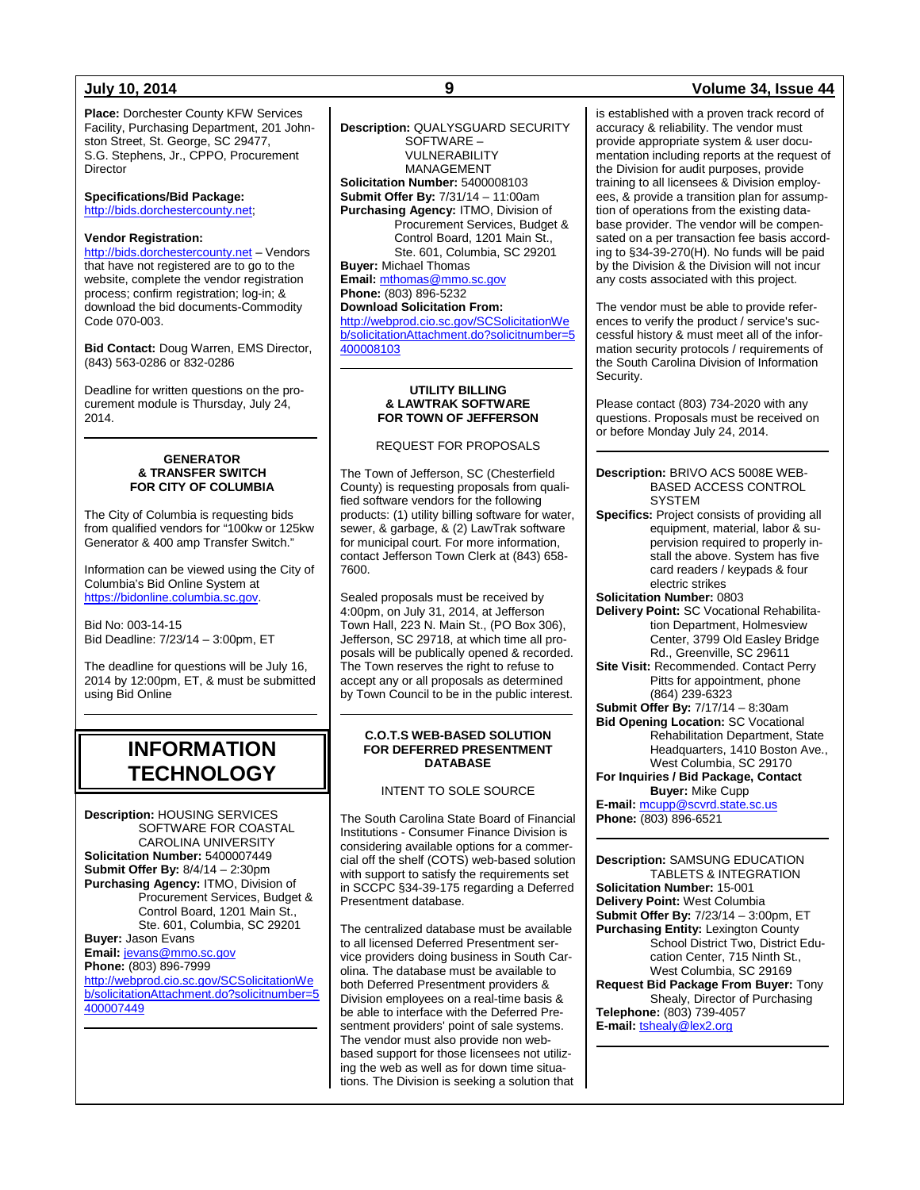**Place:** Dorchester County KFW Services Facility, Purchasing Department, 201 Johnston Street, St. George, SC 29477, S.G. Stephens, Jr., CPPO, Procurement Director

**Specifications/Bid Package:**
http://bids.dorchestercounty.net;

**Vendor Registration:**
http://bids.dorchestercounty.net – Vendors that have not registered are to go to the website, complete the vendor registration process; confirm registration; log-in; & download the bid documents-Commodity Code 070-003.

**Bid Contact:** Doug Warren, EMS Director, (843) 563-0286 or 832-0286

Deadline for written questions on the procurement module is Thursday, July 24, 2014.

---

### GENERATOR & TRANSFER SWITCH FOR CITY OF COLUMBIA

The City of Columbia is requesting bids from qualified vendors for "100kw or 125kw Generator & 400 amp Transfer Switch."

Information can be viewed using the City of Columbia's Bid Online System at https://bidonline.columbia.sc.gov.

Bid No: 003-14-15
Bid Deadline: 7/23/14 – 3:00pm, ET

The deadline for questions will be July 16, 2014 by 12:00pm, ET, & must be submitted using Bid Online

---

## INFORMATION TECHNOLOGY

**Description:** HOUSING SERVICES SOFTWARE FOR COASTAL CAROLINA UNIVERSITY
**Solicitation Number:** 5400007449
**Submit Offer By:** 8/4/14 – 2:30pm
**Purchasing Agency:** ITMO, Division of Procurement Services, Budget & Control Board, 1201 Main St., Ste. 601, Columbia, SC 29201
**Buyer:** Jason Evans
**Email:** jevans@mmo.sc.gov
**Phone:** (803) 896-7999
http://webprod.cio.sc.gov/SCSolicitationWeb/solicitationAttachment.do?solicitnumber=5400007449

---

**Description:** QUALYSGUARD SECURITY SOFTWARE – VULNERABILITY MANAGEMENT
**Solicitation Number:** 5400008103
**Submit Offer By:** 7/31/14 – 11:00am
**Purchasing Agency:** ITMO, Division of Procurement Services, Budget & Control Board, 1201 Main St., Ste. 601, Columbia, SC 29201
**Buyer:** Michael Thomas
**Email:** mthomas@mmo.sc.gov
**Phone:** (803) 896-5232
**Download Solicitation From:**
http://webprod.cio.sc.gov/SCSolicitationWeb/solicitationAttachment.do?solicitnumber=5400008103

---

### UTILITY BILLING & LAWTRAK SOFTWARE FOR TOWN OF JEFFERSON

REQUEST FOR PROPOSALS

The Town of Jefferson, SC (Chesterfield County) is requesting proposals from qualified software vendors for the following products: (1) utility billing software for water, sewer, & garbage, & (2) LawTrak software for municipal court. For more information, contact Jefferson Town Clerk at (843) 658-7600.

Sealed proposals must be received by 4:00pm, on July 31, 2014, at Jefferson Town Hall, 223 N. Main St., (PO Box 306), Jefferson, SC 29718, at which time all proposals will be publically opened & recorded. The Town reserves the right to refuse to accept any or all proposals as determined by Town Council to be in the public interest.

---

### C.O.T.S WEB-BASED SOLUTION FOR DEFERRED PRESENTMENT DATABASE

INTENT TO SOLE SOURCE

The South Carolina State Board of Financial Institutions - Consumer Finance Division is considering available options for a commercial off the shelf (COTS) web-based solution with support to satisfy the requirements set in SCCPC §34-39-175 regarding a Deferred Presentment database.

The centralized database must be available to all licensed Deferred Presentment service providers doing business in South Carolina. The database must be available to both Deferred Presentment providers & Division employees on a real-time basis & be able to interface with the Deferred Presentment providers' point of sale systems. The vendor must also provide non web-based support for those licensees not utilizing the web as well as for down time situations. The Division is seeking a solution that is established with a proven track record of accuracy & reliability. The vendor must provide appropriate system & user documentation including reports at the request of the Division for audit purposes, provide training to all licensees & Division employees, & provide a transition plan for assumption of operations from the existing database provider. The vendor will be compensated on a per transaction fee basis according to §34-39-270(H). No funds will be paid by the Division & the Division will not incur any costs associated with this project.

The vendor must be able to provide references to verify the product / service's successful history & must meet all of the information security protocols / requirements of the South Carolina Division of Information Security.

Please contact (803) 734-2020 with any questions. Proposals must be received on or before Monday July 24, 2014.

---

**Description:** BRIVO ACS 5008E WEB-BASED ACCESS CONTROL SYSTEM
**Specifics:** Project consists of providing all equipment, material, labor & supervision required to properly install the above. System has five card readers / keypads & four electric strikes
**Solicitation Number:** 0803
**Delivery Point:** SC Vocational Rehabilitation Department, Holmesview Center, 3799 Old Easley Bridge Rd., Greenville, SC 29611
**Site Visit:** Recommended. Contact Perry Pitts for appointment, phone (864) 239-6323
**Submit Offer By:** 7/17/14 – 8:30am
**Bid Opening Location:** SC Vocational Rehabilitation Department, State Headquarters, 1410 Boston Ave., West Columbia, SC 29170
**For Inquiries / Bid Package, Contact Buyer:** Mike Cupp
**E-mail:** mcupp@scvrd.state.sc.us
**Phone:** (803) 896-6521

---

**Description:** SAMSUNG EDUCATION TABLETS & INTEGRATION
**Solicitation Number:** 15-001
**Delivery Point:** West Columbia
**Submit Offer By:** 7/23/14 – 3:00pm, ET
**Purchasing Entity:** Lexington County School District Two, District Education Center, 715 Ninth St., West Columbia, SC 29169
**Request Bid Package From Buyer:** Tony Shealy, Director of Purchasing
**Telephone:** (803) 739-4057
**E-mail:** tshealy@lex2.org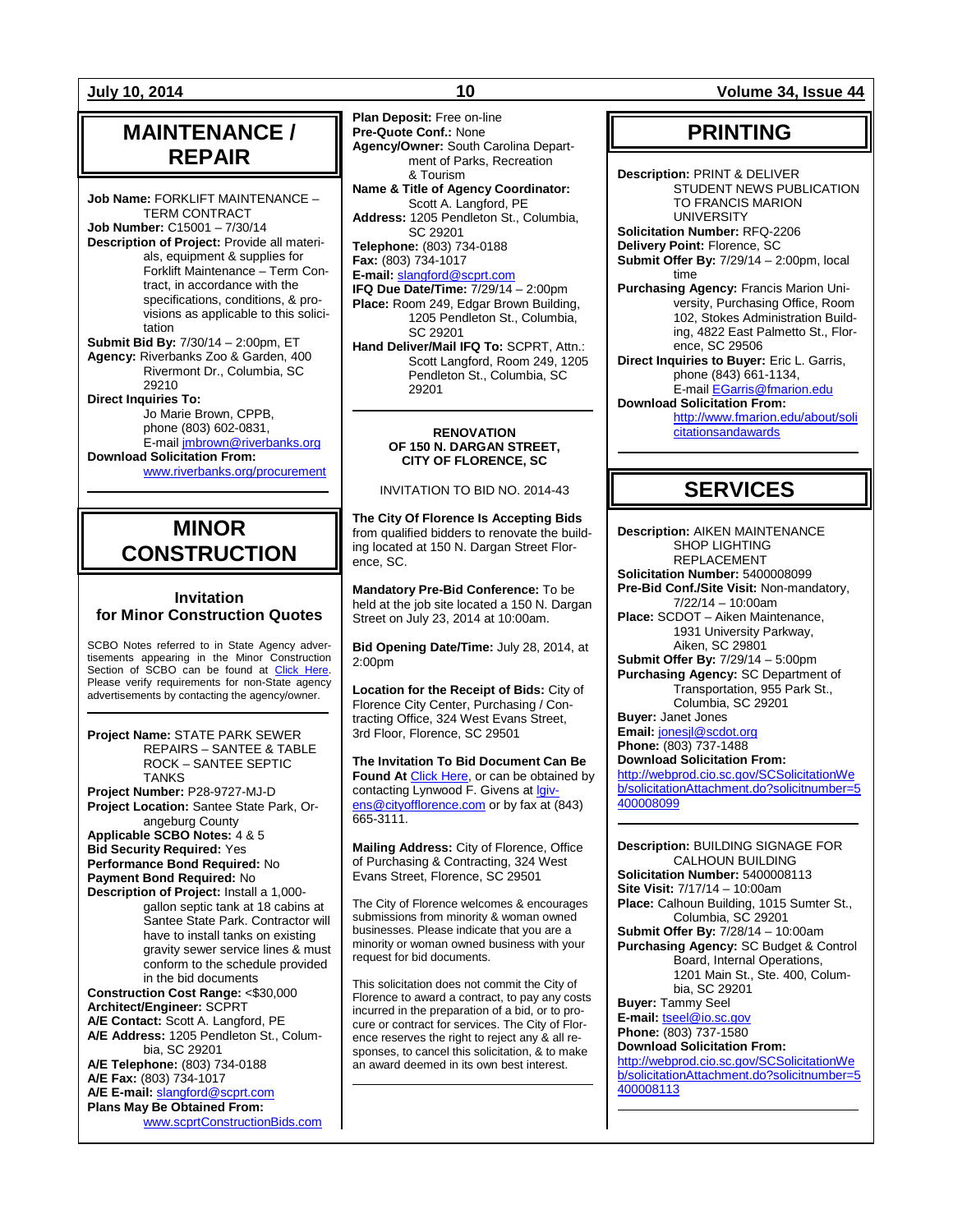# MAINTENANCE / REPAIR

**Job Name:** FORKLIFT MAINTENANCE – TERM CONTRACT
**Job Number:** C15001 – 7/30/14
**Description of Project:** Provide all materials, equipment & supplies for Forklift Maintenance – Term Contract, in accordance with the specifications, conditions, & provisions as applicable to this solicitation
**Submit Bid By:** 7/30/14 – 2:00pm, ET
**Agency:** Riverbanks Zoo & Garden, 400 Rivermont Dr., Columbia, SC 29210
**Direct Inquiries To:**
Jo Marie Brown, CPPB, phone (803) 602-0831, E-mail jmbrown@riverbanks.org
**Download Solicitation From:**
www.riverbanks.org/procurement

---

# MINOR CONSTRUCTION

## Invitation for Minor Construction Quotes

SCBO Notes referred to in State Agency advertisements appearing in the Minor Construction Section of SCBO can be found at Click Here. Please verify requirements for non-State agency advertisements by contacting the agency/owner.

---

**Project Name:** STATE PARK SEWER REPAIRS – SANTEE & TABLE ROCK – SANTEE SEPTIC TANKS
**Project Number:** P28-9727-MJ-D
**Project Location:** Santee State Park, Orangeburg County
**Applicable SCBO Notes:** 4 & 5
**Bid Security Required:** Yes
**Performance Bond Required:** No
**Payment Bond Required:** No
**Description of Project:** Install a 1,000-gallon septic tank at 18 cabins at Santee State Park. Contractor will have to install tanks on existing gravity sewer service lines & must conform to the schedule provided in the bid documents
**Construction Cost Range:** <$30,000
**Architect/Engineer:** SCPRT
**A/E Contact:** Scott A. Langford, PE
**A/E Address:** 1205 Pendleton St., Columbia, SC 29201
**A/E Telephone:** (803) 734-0188
**A/E Fax:** (803) 734-1017
**A/E E-mail:** slangford@scprt.com
**Plans May Be Obtained From:** www.scprtConstructionBids.com
**Plan Deposit:** Free on-line
**Pre-Quote Conf.:** None
**Agency/Owner:** South Carolina Department of Parks, Recreation & Tourism
**Name & Title of Agency Coordinator:** Scott A. Langford, PE
**Address:** 1205 Pendleton St., Columbia, SC 29201
**Telephone:** (803) 734-0188
**Fax:** (803) 734-1017
**E-mail:** slangford@scprt.com
**IFQ Due Date/Time:** 7/29/14 – 2:00pm
**Place:** Room 249, Edgar Brown Building, 1205 Pendleton St., Columbia, SC 29201
**Hand Deliver/Mail IFQ To:** SCPRT, Attn.: Scott Langford, Room 249, 1205 Pendleton St., Columbia, SC 29201

---

**RENOVATION OF 150 N. DARGAN STREET, CITY OF FLORENCE, SC**

INVITATION TO BID NO. 2014-43

**The City Of Florence Is Accepting Bids** from qualified bidders to renovate the building located at 150 N. Dargan Street Florence, SC.

**Mandatory Pre-Bid Conference:** To be held at the job site located a 150 N. Dargan Street on July 23, 2014 at 10:00am.

**Bid Opening Date/Time:** July 28, 2014, at 2:00pm

**Location for the Receipt of Bids:** City of Florence City Center, Purchasing / Contracting Office, 324 West Evans Street, 3rd Floor, Florence, SC 29501

**The Invitation To Bid Document Can Be Found At** Click Here, or can be obtained by contacting Lynwood F. Givens at lgivens@cityofflorence.com or by fax at (843) 665-3111.

**Mailing Address:** City of Florence, Office of Purchasing & Contracting, 324 West Evans Street, Florence, SC 29501

The City of Florence welcomes & encourages submissions from minority & woman owned businesses. Please indicate that you are a minority or woman owned business with your request for bid documents.

This solicitation does not commit the City of Florence to award a contract, to pay any costs incurred in the preparation of a bid, or to procure or contract for services. The City of Florence reserves the right to reject any & all responses, to cancel this solicitation, & to make an award deemed in its own best interest.

---

# PRINTING

**Description:** PRINT & DELIVER STUDENT NEWS PUBLICATION TO FRANCIS MARION UNIVERSITY
**Solicitation Number:** RFQ-2206
**Delivery Point:** Florence, SC
**Submit Offer By:** 7/29/14 – 2:00pm, local time
**Purchasing Agency:** Francis Marion University, Purchasing Office, Room 102, Stokes Administration Building, 4822 East Palmetto St., Florence, SC 29506
**Direct Inquiries to Buyer:** Eric L. Garris, phone (843) 661-1134, E-mail EGarris@fmarion.edu
**Download Solicitation From:**
http://www.fmarion.edu/about/solicitationsandawards

---

# SERVICES

**Description:** AIKEN MAINTENANCE SHOP LIGHTING REPLACEMENT
**Solicitation Number:** 5400008099
**Pre-Bid Conf./Site Visit:** Non-mandatory, 7/22/14 – 10:00am
**Place:** SCDOT – Aiken Maintenance, 1931 University Parkway, Aiken, SC 29801
**Submit Offer By:** 7/29/14 – 5:00pm
**Purchasing Agency:** SC Department of Transportation, 955 Park St., Columbia, SC 29201
**Buyer:** Janet Jones
**Email:** jonesjl@scdot.org
**Phone:** (803) 737-1488
**Download Solicitation From:**
http://webprod.cio.sc.gov/SCSolicitationWeb/solicitationAttachment.do?solicitnumber=5400008099

---

**Description:** BUILDING SIGNAGE FOR CALHOUN BUILDING
**Solicitation Number:** 5400008113
**Site Visit:** 7/17/14 – 10:00am
**Place:** Calhoun Building, 1015 Sumter St., Columbia, SC 29201
**Submit Offer By:** 7/28/14 – 10:00am
**Purchasing Agency:** SC Budget & Control Board, Internal Operations, 1201 Main St., Ste. 400, Columbia, SC 29201
**Buyer:** Tammy Seel
**E-mail:** tseel@io.sc.gov
**Phone:** (803) 737-1580
**Download Solicitation From:**
http://webprod.cio.sc.gov/SCSolicitationWeb/solicitationAttachment.do?solicitnumber=5400008113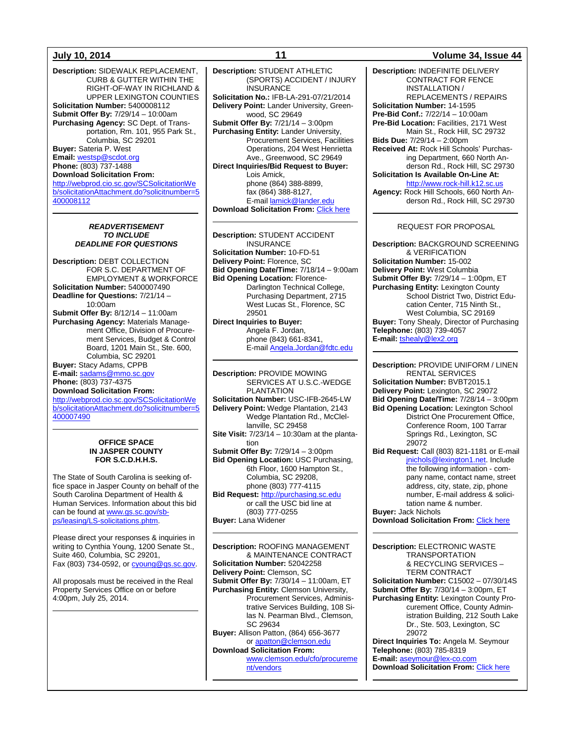**Description:** SIDEWALK REPLACEMENT, CURB & GUTTER WITHIN THE RIGHT-OF-WAY IN RICHLAND & UPPER LEXINGTON COUNTIES
**Solicitation Number:** 5400008112
**Submit Offer By:** 7/29/14 – 10:00am
**Purchasing Agency:** SC Dept. of Transportation, Rm. 101, 955 Park St., Columbia, SC 29201
**Buyer:** Sateria P. West
**Email:** westsp@scdot.org
**Phone:** (803) 737-1488
**Download Solicitation From:** http://webprod.cio.sc.gov/SCSolicitationWeb/solicitationAttachment.do?solicitnumber=5400008112

---

***READVERTISEMENT TO INCLUDE DEADLINE FOR QUESTIONS***

**Description:** DEBT COLLECTION FOR S.C. DEPARTMENT OF EMPLOYMENT & WORKFORCE
**Solicitation Number:** 5400007490
**Deadline for Questions:** 7/21/14 – 10:00am
**Submit Offer By:** 8/12/14 – 11:00am
**Purchasing Agency:** Materials Management Office, Division of Procurement Services, Budget & Control Board, 1201 Main St., Ste. 600, Columbia, SC 29201
**Buyer:** Stacy Adams, CPPB
**E-mail:** sadams@mmo.sc.gov
**Phone:** (803) 737-4375
**Download Solicitation From:** http://webprod.cio.sc.gov/SCSolicitationWeb/solicitationAttachment.do?solicitnumber=5400007490

---

**OFFICE SPACE IN JASPER COUNTY FOR S.C.D.H.H.S.**

The State of South Carolina is seeking office space in Jasper County on behalf of the South Carolina Department of Health & Human Services. Information about this bid can be found at www.gs.sc.gov/sb-ps/leasing/LS-solicitations.phtm.

Please direct your responses & inquiries in writing to Cynthia Young, 1200 Senate St., Suite 460, Columbia, SC 29201, Fax (803) 734-0592, or cyoung@gs.sc.gov.

All proposals must be received in the Real Property Services Office on or before 4:00pm, July 25, 2014.

---

**Description:** STUDENT ATHLETIC (SPORTS) ACCIDENT / INJURY INSURANCE
**Solicitation No.:** IFB-LA-291-07/21/2014
**Delivery Point:** Lander University, Greenwood, SC 29649
**Submit Offer By:** 7/21/14 – 3:00pm
**Purchasing Entity:** Lander University, Procurement Services, Facilities Operations, 204 West Henrietta Ave., Greenwood, SC 29649
**Direct Inquiries/Bid Request to Buyer:** Lois Amick, phone (864) 388-8899, fax (864) 388-8127, E-mail lamick@lander.edu
**Download Solicitation From:** Click here

---

**Description:** STUDENT ACCIDENT INSURANCE
**Solicitation Number:** 10-FD-51
**Delivery Point:** Florence, SC
**Bid Opening Date/Time:** 7/18/14 – 9:00am
**Bid Opening Location:** Florence-Darlington Technical College, Purchasing Department, 2715 West Lucas St., Florence, SC 29501
**Direct Inquiries to Buyer:** Angela F. Jordan, phone (843) 661-8341, E-mail Angela.Jordan@fdtc.edu

---

**Description:** PROVIDE MOWING SERVICES AT U.S.C.-WEDGE PLANTATION
**Solicitation Number:** USC-IFB-2645-LW
**Delivery Point:** Wedge Plantation, 2143 Wedge Plantation Rd., McClellanville, SC 29458
**Site Visit:** 7/23/14 – 10:30am at the plantation
**Submit Offer By:** 7/29/14 – 3:00pm
**Bid Opening Location:** USC Purchasing, 6th Floor, 1600 Hampton St., Columbia, SC 29208, phone (803) 777-4115
**Bid Request:** http://purchasing.sc.edu or call the USC bid line at (803) 777-0255
**Buyer:** Lana Widener

---

**Description:** ROOFING MANAGEMENT & MAINTENANCE CONTRACT
**Solicitation Number:** 52042258
**Delivery Point:** Clemson, SC
**Submit Offer By:** 7/30/14 – 11:00am, ET
**Purchasing Entity:** Clemson University, Procurement Services, Administrative Services Building, 108 Silas N. Pearman Blvd., Clemson, SC 29634
**Buyer:** Allison Patton, (864) 656-3677 or apatton@clemson.edu
**Download Solicitation From:** www.clemson.edu/cfo/procurement/vendors

---

**Description:** INDEFINITE DELIVERY CONTRACT FOR FENCE INSTALLATION / REPLACEMENTS / REPAIRS
**Solicitation Number:** 14-1595
**Pre-Bid Conf.:** 7/22/14 – 10:00am
**Pre-Bid Location:** Facilities, 2171 West Main St., Rock Hill, SC 29732
**Bids Due:** 7/29/14 – 2:00pm
**Received At:** Rock Hill Schools' Purchasing Department, 660 North Anderson Rd., Rock Hill, SC 29730
**Solicitation Is Available On-Line At:** http://www.rock-hill.k12.sc.us
**Agency:** Rock Hill Schools, 660 North Anderson Rd., Rock Hill, SC 29730

---

REQUEST FOR PROPOSAL

**Description:** BACKGROUND SCREENING & VERIFICATION
**Solicitation Number:** 15-002
**Delivery Point:** West Columbia
**Submit Offer By:** 7/29/14 – 1:00pm, ET
**Purchasing Entity:** Lexington County School District Two, District Education Center, 715 Ninth St., West Columbia, SC 29169
**Buyer:** Tony Shealy, Director of Purchasing
**Telephone:** (803) 739-4057
**E-mail:** tshealy@lex2.org

---

**Description:** PROVIDE UNIFORM / LINEN RENTAL SERVICES
**Solicitation Number:** BVBT2015.1
**Delivery Point:** Lexington, SC 29072
**Bid Opening Date/Time:** 7/28/14 – 3:00pm
**Bid Opening Location:** Lexington School District One Procurement Office, Conference Room, 100 Tarrar Springs Rd., Lexington, SC 29072
**Bid Request:** Call (803) 821-1181 or E-mail jnichols@lexington1.net. Include the following information - company name, contact name, street address, city, state, zip, phone number, E-mail address & solicitation name & number.
**Buyer:** Jack Nichols
**Download Solicitation From:** Click here

---

**Description:** ELECTRONIC WASTE TRANSPORTATION & RECYCLING SERVICES – TERM CONTRACT
**Solicitation Number:** C15002 – 07/30/14S
**Submit Offer By:** 7/30/14 – 3:00pm, ET
**Purchasing Entity:** Lexington County Procurement Office, County Administration Building, 212 South Lake Dr., Ste. 503, Lexington, SC 29072
**Direct Inquiries To:** Angela M. Seymour
**Telephone:** (803) 785-8319
**E-mail:** aseymour@lex-co.com
**Download Solicitation From:** Click here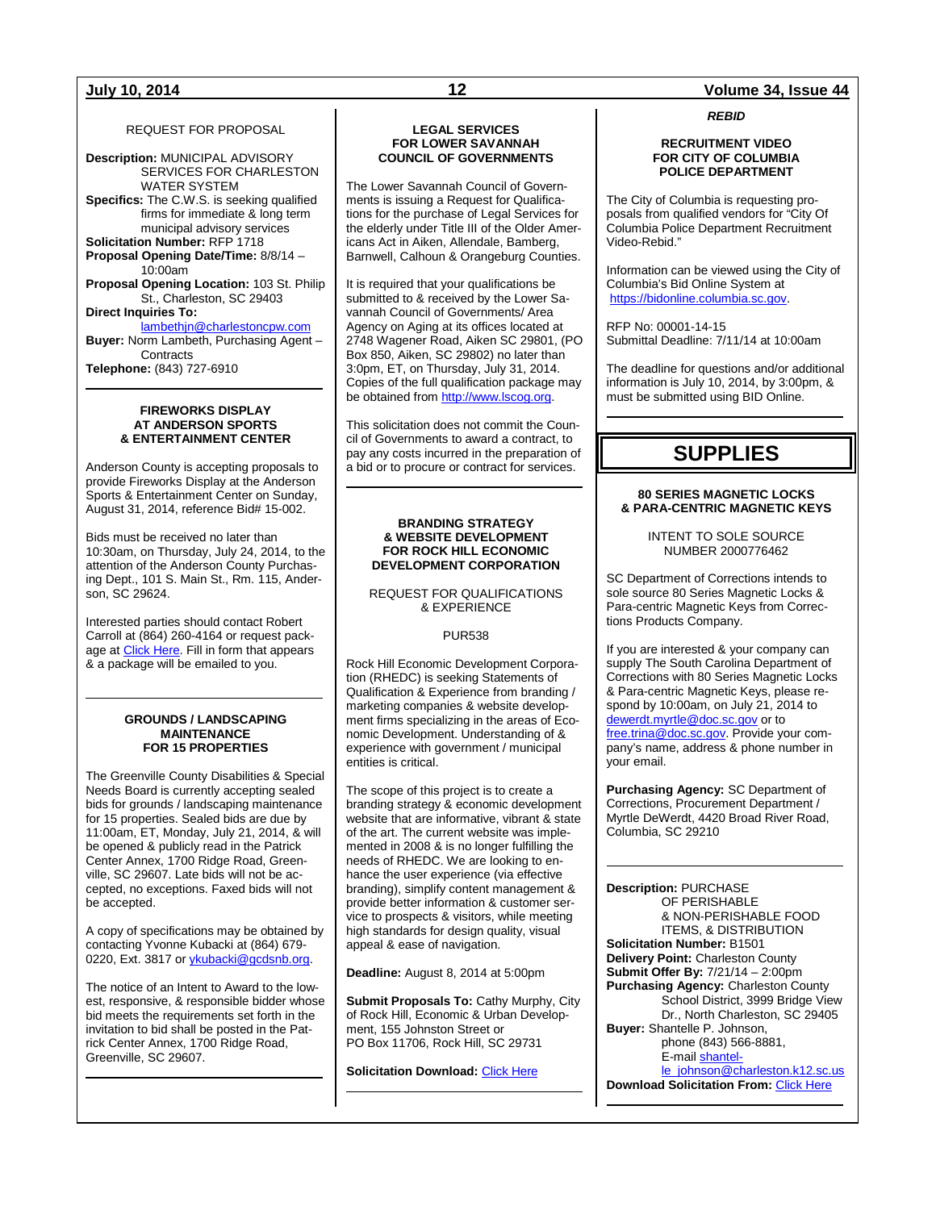REQUEST FOR PROPOSAL

**Description:** MUNICIPAL ADVISORY SERVICES FOR CHARLESTON WATER SYSTEM
**Specifics:** The C.W.S. is seeking qualified firms for immediate & long term municipal advisory services
**Solicitation Number:** RFP 1718
**Proposal Opening Date/Time:** 8/8/14 – 10:00am
**Proposal Opening Location:** 103 St. Philip St., Charleston, SC 29403
**Direct Inquiries To:** lambethjn@charlestoncpw.com
**Buyer:** Norm Lambeth, Purchasing Agent – Contracts
**Telephone:** (843) 727-6910

---

### FIREWORKS DISPLAY AT ANDERSON SPORTS & ENTERTAINMENT CENTER

Anderson County is accepting proposals to provide Fireworks Display at the Anderson Sports & Entertainment Center on Sunday, August 31, 2014, reference Bid# 15-002.

Bids must be received no later than 10:30am, on Thursday, July 24, 2014, to the attention of the Anderson County Purchasing Dept., 101 S. Main St., Rm. 115, Anderson, SC 29624.

Interested parties should contact Robert Carroll at (864) 260-4164 or request package at Click Here. Fill in form that appears & a package will be emailed to you.

---

### GROUNDS / LANDSCAPING MAINTENANCE FOR 15 PROPERTIES

The Greenville County Disabilities & Special Needs Board is currently accepting sealed bids for grounds / landscaping maintenance for 15 properties. Sealed bids are due by 11:00am, ET, Monday, July 21, 2014, & will be opened & publicly read in the Patrick Center Annex, 1700 Ridge Road, Greenville, SC 29607. Late bids will not be accepted, no exceptions. Faxed bids will not be accepted.

A copy of specifications may be obtained by contacting Yvonne Kubacki at (864) 679-0220, Ext. 3817 or ykubacki@gcdsnb.org.

The notice of an Intent to Award to the lowest, responsive, & responsible bidder whose bid meets the requirements set forth in the invitation to bid shall be posted in the Patrick Center Annex, 1700 Ridge Road, Greenville, SC 29607.

---

### LEGAL SERVICES FOR LOWER SAVANNAH COUNCIL OF GOVERNMENTS

The Lower Savannah Council of Governments is issuing a Request for Qualifications for the purchase of Legal Services for the elderly under Title III of the Older Americans Act in Aiken, Allendale, Bamberg, Barnwell, Calhoun & Orangeburg Counties.

It is required that your qualifications be submitted to & received by the Lower Savannah Council of Governments/ Area Agency on Aging at its offices located at 2748 Wagener Road, Aiken SC 29801, (PO Box 850, Aiken, SC 29802) no later than 3:0pm, ET, on Thursday, July 31, 2014. Copies of the full qualification package may be obtained from http://www.lscog.org.

This solicitation does not commit the Council of Governments to award a contract, to pay any costs incurred in the preparation of a bid or to procure or contract for services.

---

### BRANDING STRATEGY & WEBSITE DEVELOPMENT FOR ROCK HILL ECONOMIC DEVELOPMENT CORPORATION

REQUEST FOR QUALIFICATIONS & EXPERIENCE

PUR538

Rock Hill Economic Development Corporation (RHEDC) is seeking Statements of Qualification & Experience from branding / marketing companies & website development firms specializing in the areas of Economic Development. Understanding of & experience with government / municipal entities is critical.

The scope of this project is to create a branding strategy & economic development website that are informative, vibrant & state of the art. The current website was implemented in 2008 & is no longer fulfilling the needs of RHEDC. We are looking to enhance the user experience (via effective branding), simplify content management & provide better information & customer service to prospects & visitors, while meeting high standards for design quality, visual appeal & ease of navigation.

**Deadline:** August 8, 2014 at 5:00pm

**Submit Proposals To:** Cathy Murphy, City of Rock Hill, Economic & Urban Development, 155 Johnston Street or PO Box 11706, Rock Hill, SC 29731

**Solicitation Download:** Click Here

---

***REBID***

### RECRUITMENT VIDEO FOR CITY OF COLUMBIA POLICE DEPARTMENT

The City of Columbia is requesting proposals from qualified vendors for "City Of Columbia Police Department Recruitment Video-Rebid."

Information can be viewed using the City of Columbia's Bid Online System at https://bidonline.columbia.sc.gov.

RFP No: 00001-14-15
Submittal Deadline: 7/11/14 at 10:00am

The deadline for questions and/or additional information is July 10, 2014, by 3:00pm, & must be submitted using BID Online.

---

# SUPPLIES

### 80 SERIES MAGNETIC LOCKS & PARA-CENTRIC MAGNETIC KEYS

INTENT TO SOLE SOURCE NUMBER 2000776462

SC Department of Corrections intends to sole source 80 Series Magnetic Locks & Para-centric Magnetic Keys from Corrections Products Company.

If you are interested & your company can supply The South Carolina Department of Corrections with 80 Series Magnetic Locks & Para-centric Magnetic Keys, please respond by 10:00am, on July 21, 2014 to dewerdt.myrtle@doc.sc.gov or to free.trina@doc.sc.gov. Provide your company's name, address & phone number in your email.

**Purchasing Agency:** SC Department of Corrections, Procurement Department / Myrtle DeWerdt, 4420 Broad River Road, Columbia, SC 29210

---

**Description:** PURCHASE OF PERISHABLE & NON-PERISHABLE FOOD ITEMS, & DISTRIBUTION
**Solicitation Number:** B1501
**Delivery Point:** Charleston County
**Submit Offer By:** 7/21/14 – 2:00pm
**Purchasing Agency:** Charleston County School District, 3999 Bridge View Dr., North Charleston, SC 29405
**Buyer:** Shantelle P. Johnson, phone (843) 566-8881, E-mail shantelle_johnson@charleston.k12.sc.us
**Download Solicitation From:** Click Here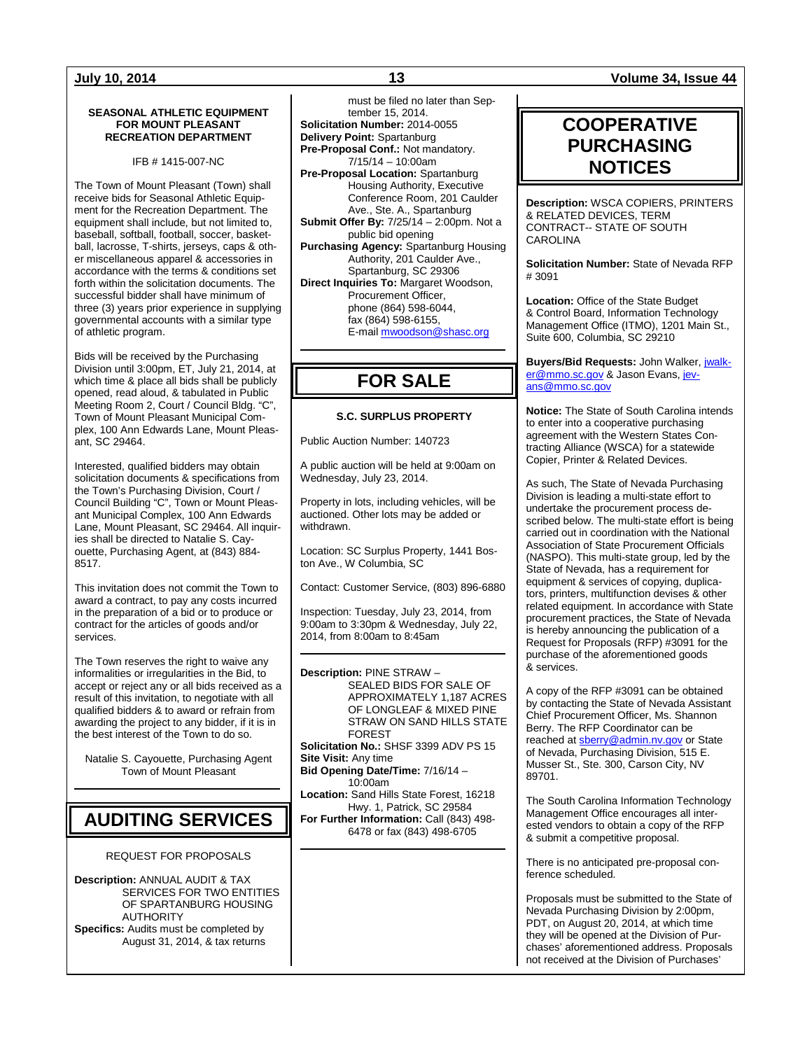**SEASONAL ATHLETIC EQUIPMENT FOR MOUNT PLEASANT RECREATION DEPARTMENT**

IFB # 1415-007-NC

The Town of Mount Pleasant (Town) shall receive bids for Seasonal Athletic Equipment for the Recreation Department. The equipment shall include, but not limited to, baseball, softball, football, soccer, basketball, lacrosse, T-shirts, jerseys, caps & other miscellaneous apparel & accessories in accordance with the terms & conditions set forth within the solicitation documents. The successful bidder shall have minimum of three (3) years prior experience in supplying governmental accounts with a similar type of athletic program.

Bids will be received by the Purchasing Division until 3:00pm, ET, July 21, 2014, at which time & place all bids shall be publicly opened, read aloud, & tabulated in Public Meeting Room 2, Court / Council Bldg. "C", Town of Mount Pleasant Municipal Complex, 100 Ann Edwards Lane, Mount Pleasant, SC 29464.

Interested, qualified bidders may obtain solicitation documents & specifications from the Town's Purchasing Division, Court / Council Building "C", Town or Mount Pleasant Municipal Complex, 100 Ann Edwards Lane, Mount Pleasant, SC 29464. All inquiries shall be directed to Natalie S. Cayouette, Purchasing Agent, at (843) 884-8517.

This invitation does not commit the Town to award a contract, to pay any costs incurred in the preparation of a bid or to produce or contract for the articles of goods and/or services.

The Town reserves the right to waive any informalities or irregularities in the Bid, to accept or reject any or all bids received as a result of this invitation, to negotiate with all qualified bidders & to award or refrain from awarding the project to any bidder, if it is in the best interest of the Town to do so.

Natalie S. Cayouette, Purchasing Agent
Town of Mount Pleasant

# AUDITING SERVICES

REQUEST FOR PROPOSALS

**Description:** ANNUAL AUDIT & TAX SERVICES FOR TWO ENTITIES OF SPARTANBURG HOUSING AUTHORITY
**Specifics:** Audits must be completed by August 31, 2014, & tax returns must be filed no later than September 15, 2014.
**Solicitation Number:** 2014-0055
**Delivery Point:** Spartanburg
**Pre-Proposal Conf.:** Not mandatory. 7/15/14 – 10:00am
**Pre-Proposal Location:** Spartanburg Housing Authority, Executive Conference Room, 201 Caulder Ave., Ste. A., Spartanburg
**Submit Offer By:** 7/25/14 – 2:00pm. Not a public bid opening
**Purchasing Agency:** Spartanburg Housing Authority, 201 Caulder Ave., Spartanburg, SC 29306
**Direct Inquiries To:** Margaret Woodson, Procurement Officer, phone (864) 598-6044, fax (864) 598-6155, E-mail mwoodson@shasc.org

# FOR SALE

**S.C. SURPLUS PROPERTY**

Public Auction Number: 140723

A public auction will be held at 9:00am on Wednesday, July 23, 2014.

Property in lots, including vehicles, will be auctioned. Other lots may be added or withdrawn.

Location: SC Surplus Property, 1441 Boston Ave., W Columbia, SC

Contact: Customer Service, (803) 896-6880

Inspection: Tuesday, July 23, 2014, from 9:00am to 3:30pm & Wednesday, July 22, 2014, from 8:00am to 8:45am

---

**Description:** PINE STRAW – SEALED BIDS FOR SALE OF APPROXIMATELY 1,187 ACRES OF LONGLEAF & MIXED PINE STRAW ON SAND HILLS STATE FOREST
**Solicitation No.:** SHSF 3399 ADV PS 15
**Site Visit:** Any time
**Bid Opening Date/Time:** 7/16/14 – 10:00am
**Location:** Sand Hills State Forest, 16218 Hwy. 1, Patrick, SC 29584
**For Further Information:** Call (843) 498-6478 or fax (843) 498-6705

# COOPERATIVE PURCHASING NOTICES

**Description:** WSCA COPIERS, PRINTERS & RELATED DEVICES, TERM CONTRACT-- STATE OF SOUTH CAROLINA

**Solicitation Number:** State of Nevada RFP # 3091

**Location:** Office of the State Budget & Control Board, Information Technology Management Office (ITMO), 1201 Main St., Suite 600, Columbia, SC 29210

**Buyers/Bid Requests:** John Walker, jwalker@mmo.sc.gov & Jason Evans, jevans@mmo.sc.gov

**Notice:** The State of South Carolina intends to enter into a cooperative purchasing agreement with the Western States Contracting Alliance (WSCA) for a statewide Copier, Printer & Related Devices.

As such, The State of Nevada Purchasing Division is leading a multi-state effort to undertake the procurement process described below. The multi-state effort is being carried out in coordination with the National Association of State Procurement Officials (NASPO). This multi-state group, led by the State of Nevada, has a requirement for equipment & services of copying, duplicators, printers, multifunction devises & other related equipment. In accordance with State procurement practices, the State of Nevada is hereby announcing the publication of a Request for Proposals (RFP) #3091 for the purchase of the aforementioned goods & services.

A copy of the RFP #3091 can be obtained by contacting the State of Nevada Assistant Chief Procurement Officer, Ms. Shannon Berry. The RFP Coordinator can be reached at sberry@admin.nv.gov or State of Nevada, Purchasing Division, 515 E. Musser St., Ste. 300, Carson City, NV 89701.

The South Carolina Information Technology Management Office encourages all interested vendors to obtain a copy of the RFP & submit a competitive proposal.

There is no anticipated pre-proposal conference scheduled.

Proposals must be submitted to the State of Nevada Purchasing Division by 2:00pm, PDT, on August 20, 2014, at which time they will be opened at the Division of Purchases' aforementioned address. Proposals not received at the Division of Purchases'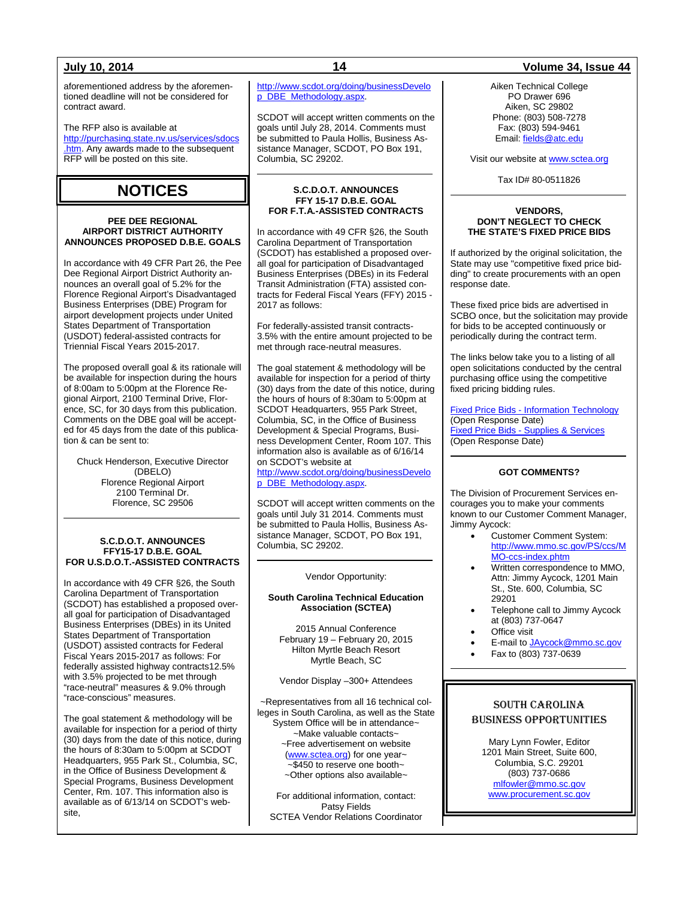aforementioned address by the aforementioned deadline will not be considered for contract award.

The RFP also is available at http://purchasing.state.nv.us/services/sdocs.htm. Any awards made to the subsequent RFP will be posted on this site.

# NOTICES

### PEE DEE REGIONAL AIRPORT DISTRICT AUTHORITY ANNOUNCES PROPOSED D.B.E. GOALS

In accordance with 49 CFR Part 26, the Pee Dee Regional Airport District Authority announces an overall goal of 5.2% for the Florence Regional Airport's Disadvantaged Business Enterprises (DBE) Program for airport development projects under United States Department of Transportation (USDOT) federal-assisted contracts for Triennial Fiscal Years 2015-2017.

The proposed overall goal & its rationale will be available for inspection during the hours of 8:00am to 5:00pm at the Florence Regional Airport, 2100 Terminal Drive, Florence, SC, for 30 days from this publication. Comments on the DBE goal will be accepted for 45 days from the date of this publication & can be sent to:

Chuck Henderson, Executive Director (DBELO)
Florence Regional Airport
2100 Terminal Dr.
Florence, SC 29506

---

### S.C.D.O.T. ANNOUNCES FFY15-17 D.B.E. GOAL FOR U.S.D.O.T.-ASSISTED CONTRACTS

In accordance with 49 CFR §26, the South Carolina Department of Transportation (SCDOT) has established a proposed overall goal for participation of Disadvantaged Business Enterprises (DBEs) in its United States Department of Transportation (USDOT) assisted contracts for Federal Fiscal Years 2015-2017 as follows: For federally assisted highway contracts12.5% with 3.5% projected to be met through "race-neutral" measures & 9.0% through "race-conscious" measures.

The goal statement & methodology will be available for inspection for a period of thirty (30) days from the date of this notice, during the hours of 8:30am to 5:00pm at SCDOT Headquarters, 955 Park St., Columbia, SC, in the Office of Business Development & Special Programs, Business Development Center, Rm. 107. This information also is available as of 6/13/14 on SCDOT's website, http://www.scdot.org/doing/businessDevelop_DBE_Methodology.aspx.

SCDOT will accept written comments on the goals until July 28, 2014. Comments must be submitted to Paula Hollis, Business Assistance Manager, SCDOT, PO Box 191, Columbia, SC 29202.

---

### S.C.D.O.T. ANNOUNCES FFY 15-17 D.B.E. GOAL FOR F.T.A.-ASSISTED CONTRACTS

In accordance with 49 CFR §26, the South Carolina Department of Transportation (SCDOT) has established a proposed overall goal for participation of Disadvantaged Business Enterprises (DBEs) in its Federal Transit Administration (FTA) assisted contracts for Federal Fiscal Years (FFY) 2015 - 2017 as follows:

For federally-assisted transit contracts- 3.5% with the entire amount projected to be met through race-neutral measures.

The goal statement & methodology will be available for inspection for a period of thirty (30) days from the date of this notice, during the hours of hours of 8:30am to 5:00pm at SCDOT Headquarters, 955 Park Street, Columbia, SC, in the Office of Business Development & Special Programs, Business Development Center, Room 107. This information also is available as of 6/16/14 on SCDOT's website at http://www.scdot.org/doing/businessDevelop_DBE_Methodology.aspx.

SCDOT will accept written comments on the goals until July 31 2014. Comments must be submitted to Paula Hollis, Business Assistance Manager, SCDOT, PO Box 191, Columbia, SC 29202.

---

Vendor Opportunity:

**South Carolina Technical Education Association (SCTEA)**

2015 Annual Conference
February 19 – February 20, 2015
Hilton Myrtle Beach Resort
Myrtle Beach, SC

Vendor Display –300+ Attendees

~Representatives from all 16 technical colleges in South Carolina, as well as the State System Office will be in attendance~
~Make valuable contacts~
~Free advertisement on website (www.sctea.org) for one year~
~$450 to reserve one booth~
~Other options also available~

For additional information, contact:
Patsy Fields
SCTEA Vendor Relations Coordinator
Aiken Technical College
PO Drawer 696
Aiken, SC 29802
Phone: (803) 508-7278
Fax: (803) 594-9461
Email: fields@atc.edu

Visit our website at www.sctea.org

Tax ID# 80-0511826

---

### VENDORS, DON'T NEGLECT TO CHECK THE STATE'S FIXED PRICE BIDS

If authorized by the original solicitation, the State may use "competitive fixed price bidding" to create procurements with an open response date.

These fixed price bids are advertised in SCBO once, but the solicitation may provide for bids to be accepted continuously or periodically during the contract term.

The links below take you to a listing of all open solicitations conducted by the central purchasing office using the competitive fixed pricing bidding rules.

Fixed Price Bids - Information Technology
(Open Response Date)
Fixed Price Bids - Supplies & Services
(Open Response Date)

---

### GOT COMMENTS?

The Division of Procurement Services encourages you to make your comments known to our Customer Comment Manager, Jimmy Aycock:

- Customer Comment System: http://www.mmo.sc.gov/PS/ccs/MMO-ccs-index.phtm
- Written correspondence to MMO, Attn: Jimmy Aycock, 1201 Main St., Ste. 600, Columbia, SC 29201
- Telephone call to Jimmy Aycock at (803) 737-0647
- Office visit
- E-mail to JAycock@mmo.sc.gov
- Fax to (803) 737-0639

---

### SOUTH CAROLINA BUSINESS OPPORTUNITIES

Mary Lynn Fowler, Editor
1201 Main Street, Suite 600,
Columbia, S.C. 29201
(803) 737-0686
mlfowler@mmo.sc.gov
www.procurement.sc.gov